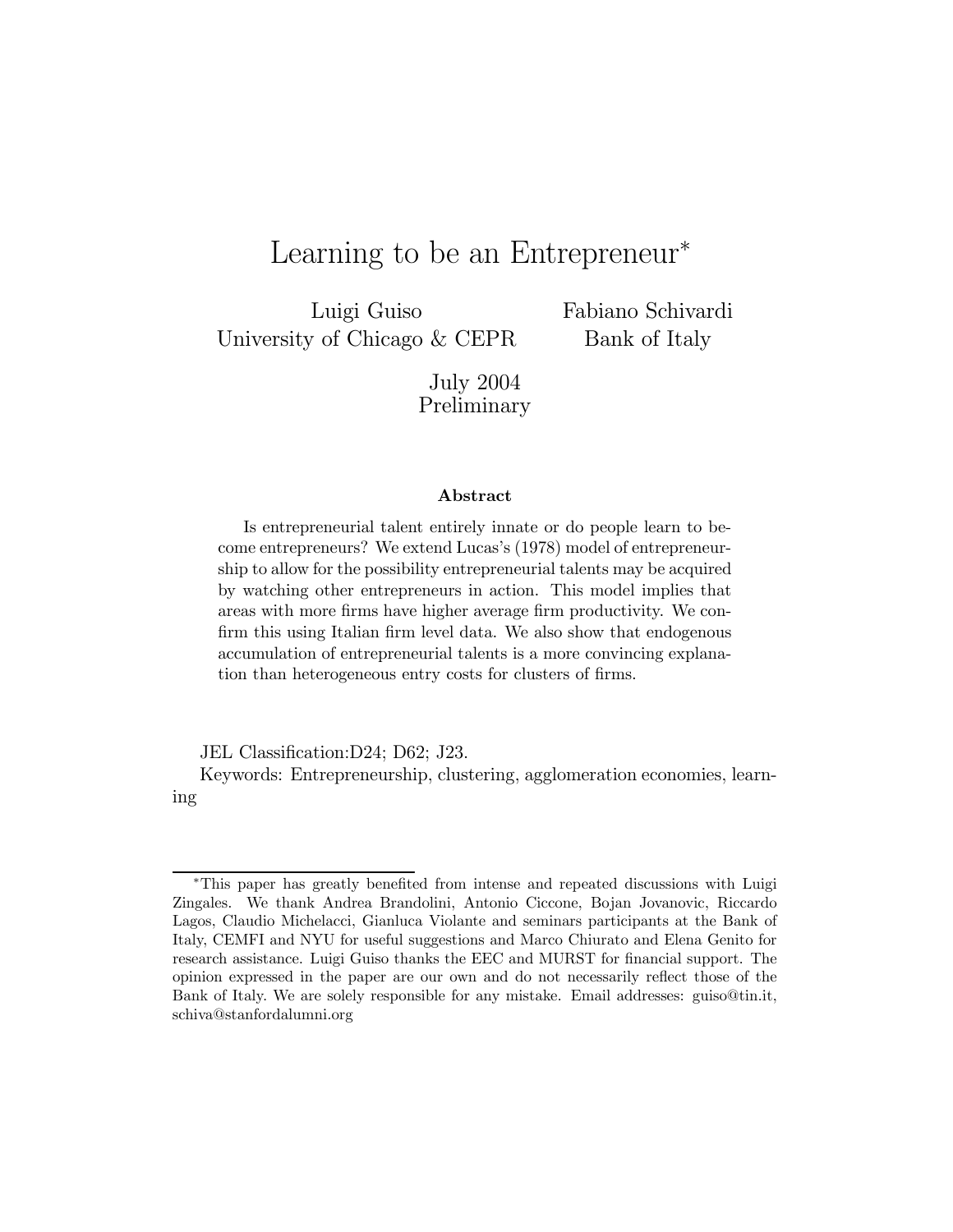# Learning to be an Entrepreneur*

Luigi Guiso
University of Chicago & CEPR

Fabiano Schivardi
Bank of Italy

July 2004
Preliminary

**Abstract**

Is entrepreneurial talent entirely innate or do people learn to become entrepreneurs? We extend Lucas's (1978) model of entrepreneurship to allow for the possibility entrepreneurial talents may be acquired by watching other entrepreneurs in action. This model implies that areas with more firms have higher average firm productivity. We confirm this using Italian firm level data. We also show that endogenous accumulation of entrepreneurial talents is a more convincing explanation than heterogeneous entry costs for clusters of firms.

JEL Classification:D24; D62; J23.

Keywords: Entrepreneurship, clustering, agglomeration economies, learning

---

*This paper has greatly benefited from intense and repeated discussions with Luigi Zingales. We thank Andrea Brandolini, Antonio Ciccone, Bojan Jovanovic, Riccardo Lagos, Claudio Michelacci, Gianluca Violante and seminars participants at the Bank of Italy, CEMFI and NYU for useful suggestions and Marco Chiurato and Elena Genito for research assistance. Luigi Guiso thanks the EEC and MURST for financial support. The opinion expressed in the paper are our own and do not necessarily reflect those of the Bank of Italy. We are solely responsible for any mistake. Email addresses: guiso@tin.it, schiva@stanfordalumni.org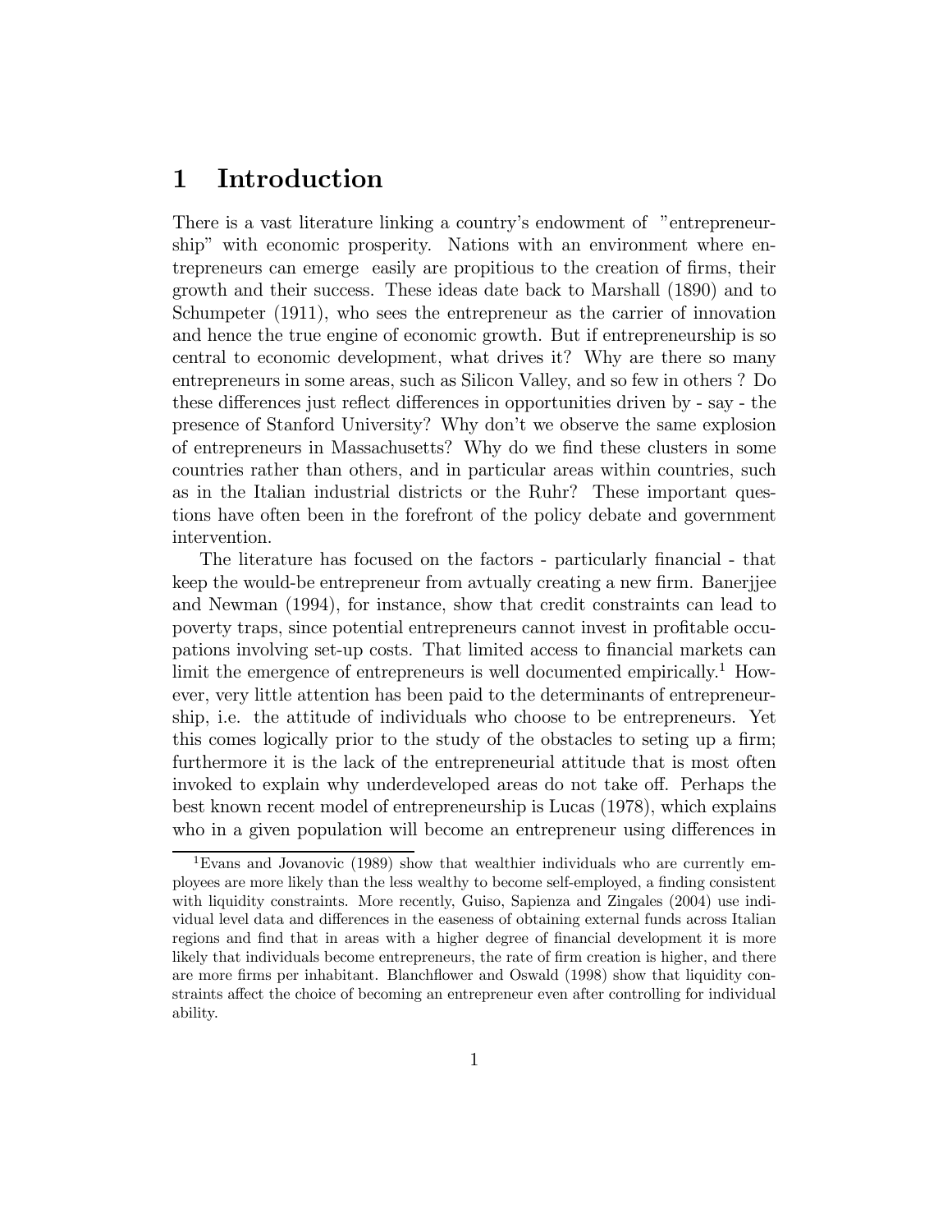# 1 Introduction

There is a vast literature linking a country's endowment of "entrepreneurship" with economic prosperity. Nations with an environment where entrepreneurs can emerge easily are propitious to the creation of firms, their growth and their success. These ideas date back to Marshall (1890) and to Schumpeter (1911), who sees the entrepreneur as the carrier of innovation and hence the true engine of economic growth. But if entrepreneurship is so central to economic development, what drives it? Why are there so many entrepreneurs in some areas, such as Silicon Valley, and so few in others ? Do these differences just reflect differences in opportunities driven by - say - the presence of Stanford University? Why don't we observe the same explosion of entrepreneurs in Massachusetts? Why do we find these clusters in some countries rather than others, and in particular areas within countries, such as in the Italian industrial districts or the Ruhr? These important questions have often been in the forefront of the policy debate and government intervention.

The literature has focused on the factors - particularly financial - that keep the would-be entrepreneur from avtually creating a new firm. Banerjjee and Newman (1994), for instance, show that credit constraints can lead to poverty traps, since potential entrepreneurs cannot invest in profitable occupations involving set-up costs. That limited access to financial markets can limit the emergence of entrepreneurs is well documented empirically.[1] However, very little attention has been paid to the determinants of entrepreneurship, i.e. the attitude of individuals who choose to be entrepreneurs. Yet this comes logically prior to the study of the obstacles to seting up a firm; furthermore it is the lack of the entrepreneurial attitude that is most often invoked to explain why underdeveloped areas do not take off. Perhaps the best known recent model of entrepreneurship is Lucas (1978), which explains who in a given population will become an entrepreneur using differences in

[1] Evans and Jovanovic (1989) show that wealthier individuals who are currently employees are more likely than the less wealthy to become self-employed, a finding consistent with liquidity constraints. More recently, Guiso, Sapienza and Zingales (2004) use individual level data and differences in the easeness of obtaining external funds across Italian regions and find that in areas with a higher degree of financial development it is more likely that individuals become entrepreneurs, the rate of firm creation is higher, and there are more firms per inhabitant. Blanchflower and Oswald (1998) show that liquidity constraints affect the choice of becoming an entrepreneur even after controlling for individual ability.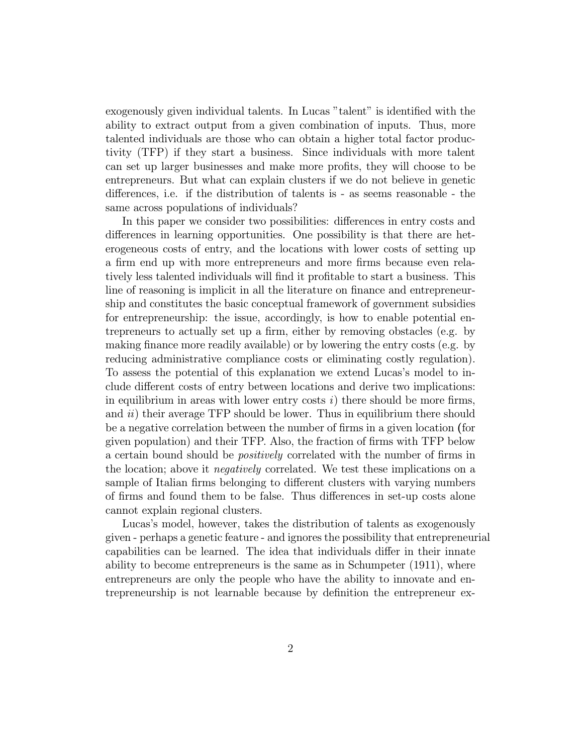exogenously given individual talents. In Lucas "talent" is identified with the ability to extract output from a given combination of inputs. Thus, more talented individuals are those who can obtain a higher total factor productivity (TFP) if they start a business. Since individuals with more talent can set up larger businesses and make more profits, they will choose to be entrepreneurs. But what can explain clusters if we do not believe in genetic differences, i.e. if the distribution of talents is - as seems reasonable - the same across populations of individuals?

In this paper we consider two possibilities: differences in entry costs and differences in learning opportunities. One possibility is that there are heterogeneous costs of entry, and the locations with lower costs of setting up a firm end up with more entrepreneurs and more firms because even relatively less talented individuals will find it profitable to start a business. This line of reasoning is implicit in all the literature on finance and entrepreneurship and constitutes the basic conceptual framework of government subsidies for entrepreneurship: the issue, accordingly, is how to enable potential entrepreneurs to actually set up a firm, either by removing obstacles (e.g. by making finance more readily available) or by lowering the entry costs (e.g. by reducing administrative compliance costs or eliminating costly regulation). To assess the potential of this explanation we extend Lucas's model to include different costs of entry between locations and derive two implications: in equilibrium in areas with lower entry costs *i*) there should be more firms, and *ii*) their average TFP should be lower. Thus in equilibrium there should be a negative correlation between the number of firms in a given location (for given population) and their TFP. Also, the fraction of firms with TFP below a certain bound should be *positively* correlated with the number of firms in the location; above it *negatively* correlated. We test these implications on a sample of Italian firms belonging to different clusters with varying numbers of firms and found them to be false. Thus differences in set-up costs alone cannot explain regional clusters.

Lucas's model, however, takes the distribution of talents as exogenously given - perhaps a genetic feature - and ignores the possibility that entrepreneurial capabilities can be learned. The idea that individuals differ in their innate ability to become entrepreneurs is the same as in Schumpeter (1911), where entrepreneurs are only the people who have the ability to innovate and entrepreneurship is not learnable because by definition the entrepreneur ex-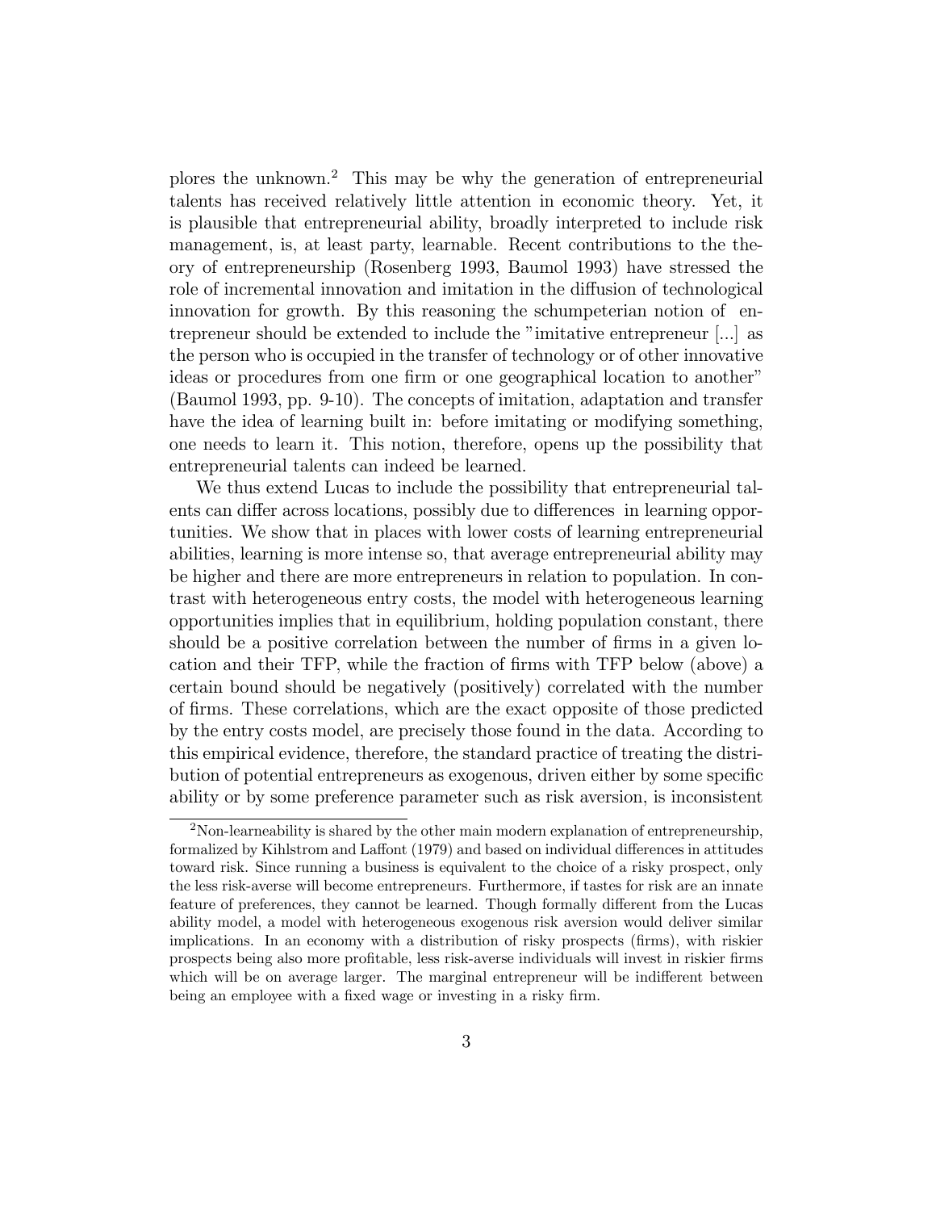plores the unknown.[2] This may be why the generation of entrepreneurial talents has received relatively little attention in economic theory. Yet, it is plausible that entrepreneurial ability, broadly interpreted to include risk management, is, at least party, learnable. Recent contributions to the theory of entrepreneurship (Rosenberg 1993, Baumol 1993) have stressed the role of incremental innovation and imitation in the diffusion of technological innovation for growth. By this reasoning the schumpeterian notion of entrepreneur should be extended to include the "imitative entrepreneur [...] as the person who is occupied in the transfer of technology or of other innovative ideas or procedures from one firm or one geographical location to another" (Baumol 1993, pp. 9-10). The concepts of imitation, adaptation and transfer have the idea of learning built in: before imitating or modifying something, one needs to learn it. This notion, therefore, opens up the possibility that entrepreneurial talents can indeed be learned.

We thus extend Lucas to include the possibility that entrepreneurial talents can differ across locations, possibly due to differences in learning opportunities. We show that in places with lower costs of learning entrepreneurial abilities, learning is more intense so, that average entrepreneurial ability may be higher and there are more entrepreneurs in relation to population. In contrast with heterogeneous entry costs, the model with heterogeneous learning opportunities implies that in equilibrium, holding population constant, there should be a positive correlation between the number of firms in a given location and their TFP, while the fraction of firms with TFP below (above) a certain bound should be negatively (positively) correlated with the number of firms. These correlations, which are the exact opposite of those predicted by the entry costs model, are precisely those found in the data. According to this empirical evidence, therefore, the standard practice of treating the distribution of potential entrepreneurs as exogenous, driven either by some specific ability or by some preference parameter such as risk aversion, is inconsistent

[2] Non-learneability is shared by the other main modern explanation of entrepreneurship, formalized by Kihlstrom and Laffont (1979) and based on individual differences in attitudes toward risk. Since running a business is equivalent to the choice of a risky prospect, only the less risk-averse will become entrepreneurs. Furthermore, if tastes for risk are an innate feature of preferences, they cannot be learned. Though formally different from the Lucas ability model, a model with heterogeneous exogenous risk aversion would deliver similar implications. In an economy with a distribution of risky prospects (firms), with riskier prospects being also more profitable, less risk-averse individuals will invest in riskier firms which will be on average larger. The marginal entrepreneur will be indifferent between being an employee with a fixed wage or investing in a risky firm.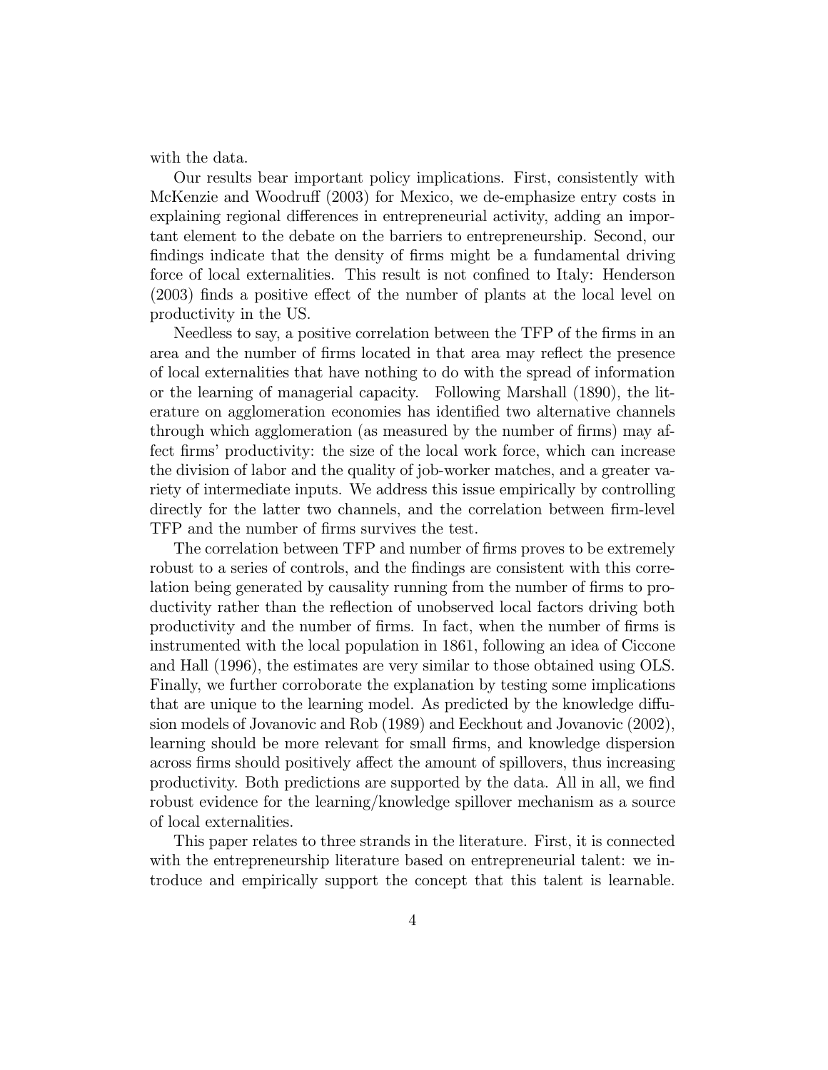with the data.

Our results bear important policy implications. First, consistently with McKenzie and Woodruff (2003) for Mexico, we de-emphasize entry costs in explaining regional differences in entrepreneurial activity, adding an important element to the debate on the barriers to entrepreneurship. Second, our findings indicate that the density of firms might be a fundamental driving force of local externalities. This result is not confined to Italy: Henderson (2003) finds a positive effect of the number of plants at the local level on productivity in the US.

Needless to say, a positive correlation between the TFP of the firms in an area and the number of firms located in that area may reflect the presence of local externalities that have nothing to do with the spread of information or the learning of managerial capacity. Following Marshall (1890), the literature on agglomeration economies has identified two alternative channels through which agglomeration (as measured by the number of firms) may affect firms' productivity: the size of the local work force, which can increase the division of labor and the quality of job-worker matches, and a greater variety of intermediate inputs. We address this issue empirically by controlling directly for the latter two channels, and the correlation between firm-level TFP and the number of firms survives the test.

The correlation between TFP and number of firms proves to be extremely robust to a series of controls, and the findings are consistent with this correlation being generated by causality running from the number of firms to productivity rather than the reflection of unobserved local factors driving both productivity and the number of firms. In fact, when the number of firms is instrumented with the local population in 1861, following an idea of Ciccone and Hall (1996), the estimates are very similar to those obtained using OLS. Finally, we further corroborate the explanation by testing some implications that are unique to the learning model. As predicted by the knowledge diffusion models of Jovanovic and Rob (1989) and Eeckhout and Jovanovic (2002), learning should be more relevant for small firms, and knowledge dispersion across firms should positively affect the amount of spillovers, thus increasing productivity. Both predictions are supported by the data. All in all, we find robust evidence for the learning/knowledge spillover mechanism as a source of local externalities.

This paper relates to three strands in the literature. First, it is connected with the entrepreneurship literature based on entrepreneurial talent: we introduce and empirically support the concept that this talent is learnable.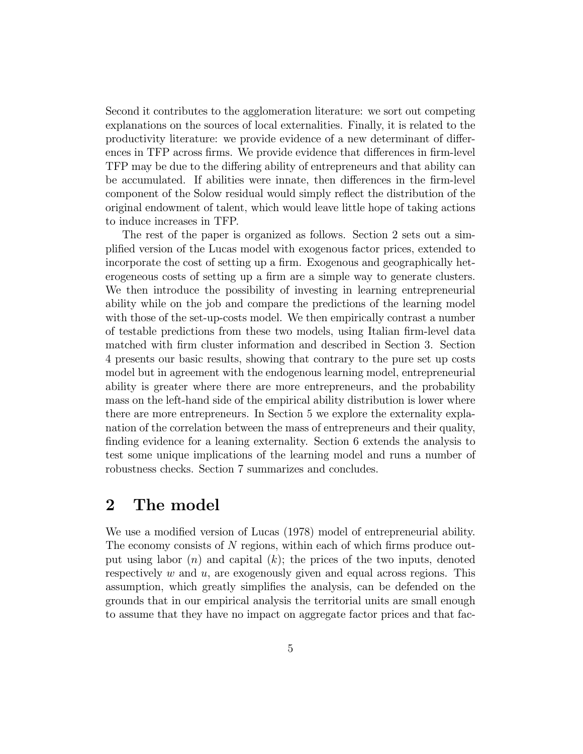Second it contributes to the agglomeration literature: we sort out competing explanations on the sources of local externalities. Finally, it is related to the productivity literature: we provide evidence of a new determinant of differences in TFP across firms. We provide evidence that differences in firm-level TFP may be due to the differing ability of entrepreneurs and that ability can be accumulated. If abilities were innate, then differences in the firm-level component of the Solow residual would simply reflect the distribution of the original endowment of talent, which would leave little hope of taking actions to induce increases in TFP.

The rest of the paper is organized as follows. Section 2 sets out a simplified version of the Lucas model with exogenous factor prices, extended to incorporate the cost of setting up a firm. Exogenous and geographically heterogeneous costs of setting up a firm are a simple way to generate clusters. We then introduce the possibility of investing in learning entrepreneurial ability while on the job and compare the predictions of the learning model with those of the set-up-costs model. We then empirically contrast a number of testable predictions from these two models, using Italian firm-level data matched with firm cluster information and described in Section 3. Section 4 presents our basic results, showing that contrary to the pure set up costs model but in agreement with the endogenous learning model, entrepreneurial ability is greater where there are more entrepreneurs, and the probability mass on the left-hand side of the empirical ability distribution is lower where there are more entrepreneurs. In Section 5 we explore the externality explanation of the correlation between the mass of entrepreneurs and their quality, finding evidence for a leaning externality. Section 6 extends the analysis to test some unique implications of the learning model and runs a number of robustness checks. Section 7 summarizes and concludes.

## 2 The model

We use a modified version of Lucas (1978) model of entrepreneurial ability. The economy consists of $N$ regions, within each of which firms produce output using labor ($n$) and capital ($k$); the prices of the two inputs, denoted respectively $w$ and $u$, are exogenously given and equal across regions. This assumption, which greatly simplifies the analysis, can be defended on the grounds that in our empirical analysis the territorial units are small enough to assume that they have no impact on aggregate factor prices and that fac-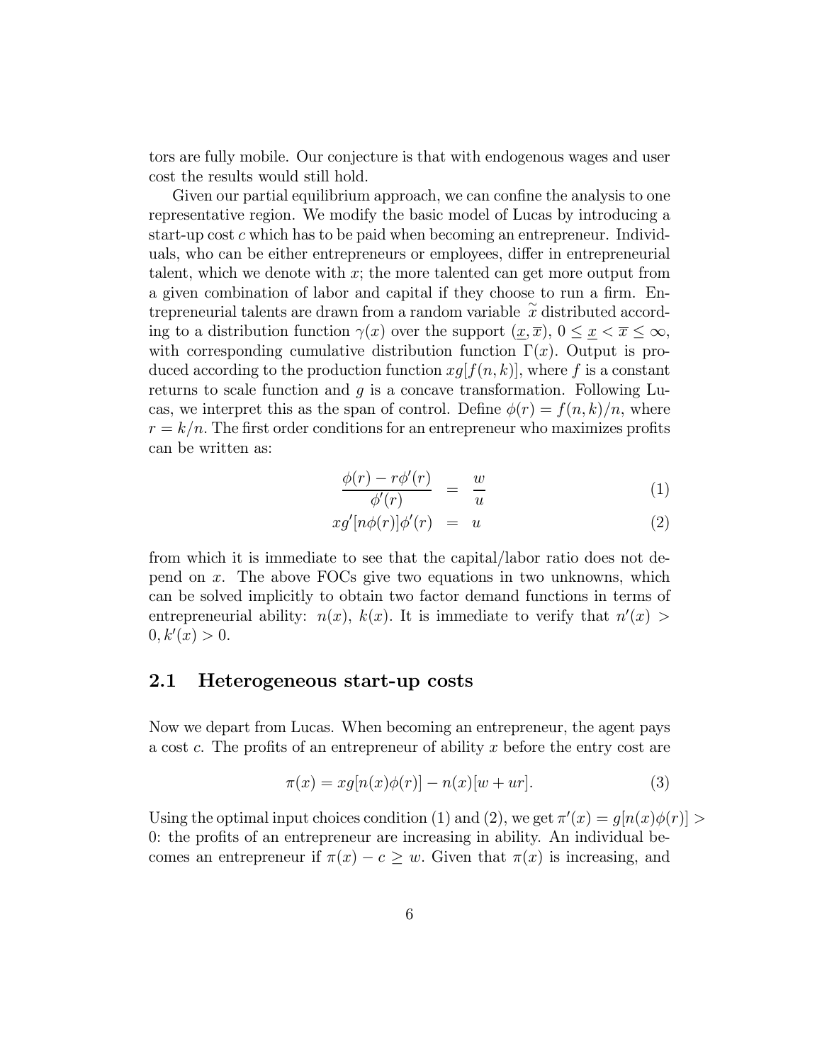tors are fully mobile. Our conjecture is that with endogenous wages and user cost the results would still hold.

Given our partial equilibrium approach, we can confine the analysis to one representative region. We modify the basic model of Lucas by introducing a start-up cost $c$ which has to be paid when becoming an entrepreneur. Individuals, who can be either entrepreneurs or employees, differ in entrepreneurial talent, which we denote with $x$; the more talented can get more output from a given combination of labor and capital if they choose to run a firm. Entrepreneurial talents are drawn from a random variable $\widetilde{x}$ distributed according to a distribution function $\gamma(x)$ over the support $(\underline{x}, \overline{x})$, $0 \leq \underline{x} < \overline{x} \leq \infty$, with corresponding cumulative distribution function $\Gamma(x)$. Output is produced according to the production function $xg[f(n,k)]$, where $f$ is a constant returns to scale function and $g$ is a concave transformation. Following Lucas, we interpret this as the span of control. Define $\phi(r) = f(n,k)/n$, where $r = k/n$. The first order conditions for an entrepreneur who maximizes profits can be written as:

$$\frac{\phi(r) - r\phi'(r)}{\phi'(r)} = \frac{w}{u} \tag{1}$$

$$xg'[n\phi(r)]\phi'(r) = u \tag{2}$$

from which it is immediate to see that the capital/labor ratio does not depend on $x$. The above FOCs give two equations in two unknowns, which can be solved implicitly to obtain two factor demand functions in terms of entrepreneurial ability: $n(x)$, $k(x)$. It is immediate to verify that $n'(x) > 0, k'(x) > 0$.

## 2.1 Heterogeneous start-up costs

Now we depart from Lucas. When becoming an entrepreneur, the agent pays a cost $c$. The profits of an entrepreneur of ability $x$ before the entry cost are

$$\pi(x) = xg[n(x)\phi(r)] - n(x)[w + ur]. \tag{3}$$

Using the optimal input choices condition (1) and (2), we get $\pi'(x) = g[n(x)\phi(r)] > 0$: the profits of an entrepreneur are increasing in ability. An individual becomes an entrepreneur if $\pi(x) - c \geq w$. Given that $\pi(x)$ is increasing, and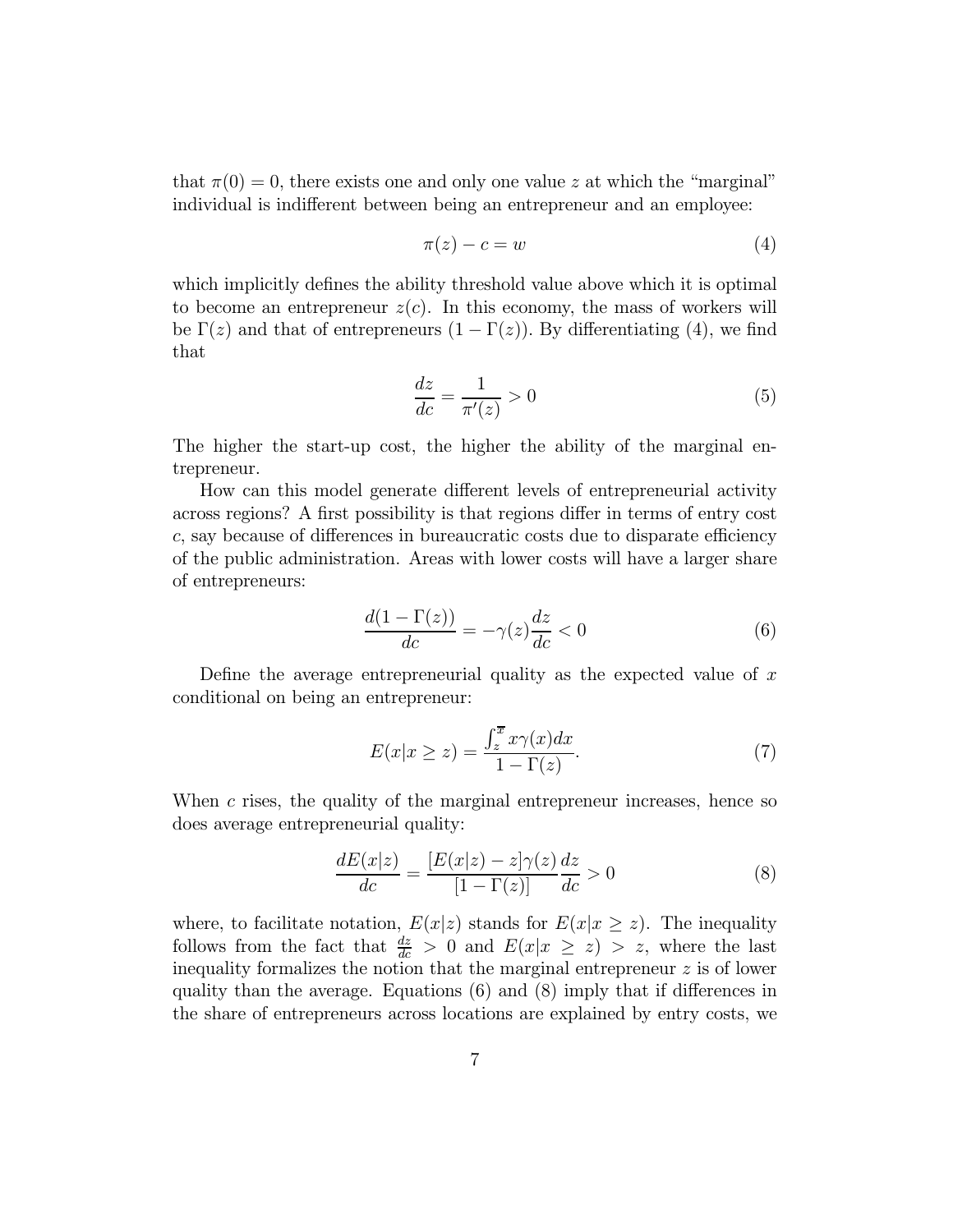that $\pi(0) = 0$, there exists one and only one value $z$ at which the "marginal" individual is indifferent between being an entrepreneur and an employee:

$$\pi(z) - c = w \tag{4}$$

which implicitly defines the ability threshold value above which it is optimal to become an entrepreneur $z(c)$. In this economy, the mass of workers will be $\Gamma(z)$ and that of entrepreneurs $(1 - \Gamma(z))$. By differentiating (4), we find that

$$\frac{dz}{dc} = \frac{1}{\pi'(z)} > 0 \tag{5}$$

The higher the start-up cost, the higher the ability of the marginal entrepreneur.

How can this model generate different levels of entrepreneurial activity across regions? A first possibility is that regions differ in terms of entry cost $c$, say because of differences in bureaucratic costs due to disparate efficiency of the public administration. Areas with lower costs will have a larger share of entrepreneurs:

$$\frac{d(1 - \Gamma(z))}{dc} = -\gamma(z)\frac{dz}{dc} < 0 \tag{6}$$

Define the average entrepreneurial quality as the expected value of $x$ conditional on being an entrepreneur:

$$E(x|x \geq z) = \frac{\int_z^{\overline{x}} x\gamma(x)dx}{1 - \Gamma(z)}. \tag{7}$$

When $c$ rises, the quality of the marginal entrepreneur increases, hence so does average entrepreneurial quality:

$$\frac{dE(x|z)}{dc} = \frac{[E(x|z) - z]\gamma(z)}{[1 - \Gamma(z)]}\frac{dz}{dc} > 0 \tag{8}$$

where, to facilitate notation, $E(x|z)$ stands for $E(x|x \geq z)$. The inequality follows from the fact that $\frac{dz}{dc} > 0$ and $E(x|x \geq z) > z$, where the last inequality formalizes the notion that the marginal entrepreneur $z$ is of lower quality than the average. Equations (6) and (8) imply that if differences in the share of entrepreneurs across locations are explained by entry costs, we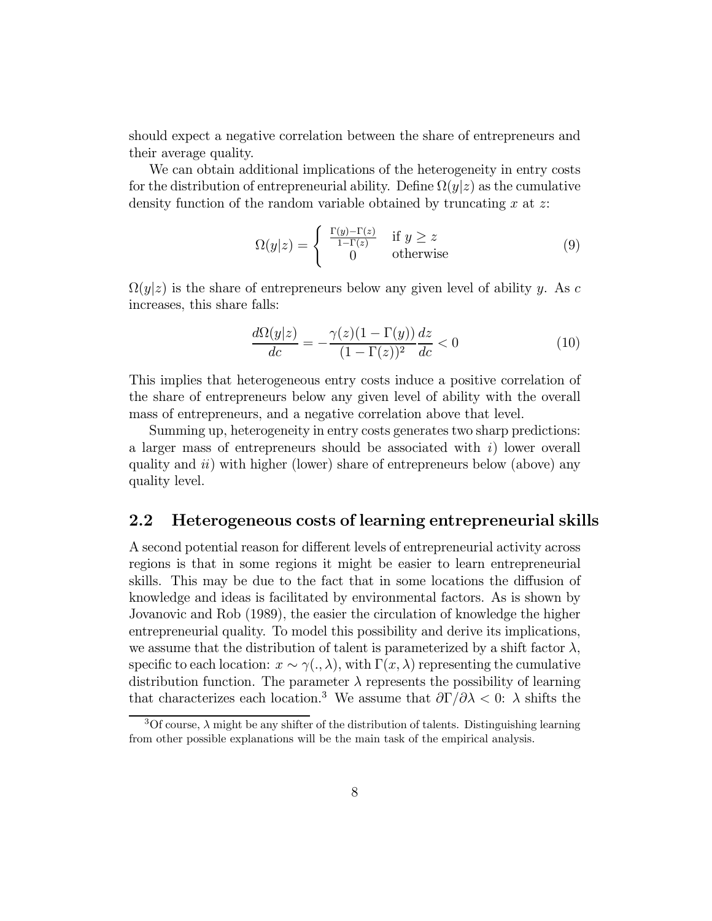should expect a negative correlation between the share of entrepreneurs and their average quality.

We can obtain additional implications of the heterogeneity in entry costs for the distribution of entrepreneurial ability. Define $\Omega(y|z)$ as the cumulative density function of the random variable obtained by truncating $x$ at $z$:

$$\Omega(y|z) = \begin{cases} \frac{\Gamma(y)-\Gamma(z)}{1-\Gamma(z)} & \text{if } y \geq z \\ 0 & \text{otherwise} \end{cases} \tag{9}$$

$\Omega(y|z)$ is the share of entrepreneurs below any given level of ability $y$. As $c$ increases, this share falls:

$$\frac{d\Omega(y|z)}{dc} = -\frac{\gamma(z)(1-\Gamma(y))}{(1-\Gamma(z))^2}\frac{dz}{dc} < 0 \tag{10}$$

This implies that heterogeneous entry costs induce a positive correlation of the share of entrepreneurs below any given level of ability with the overall mass of entrepreneurs, and a negative correlation above that level.

Summing up, heterogeneity in entry costs generates two sharp predictions: a larger mass of entrepreneurs should be associated with *i*) lower overall quality and *ii*) with higher (lower) share of entrepreneurs below (above) any quality level.

## 2.2 Heterogeneous costs of learning entrepreneurial skills

A second potential reason for different levels of entrepreneurial activity across regions is that in some regions it might be easier to learn entrepreneurial skills. This may be due to the fact that in some locations the diffusion of knowledge and ideas is facilitated by environmental factors. As is shown by Jovanovic and Rob (1989), the easier the circulation of knowledge the higher entrepreneurial quality. To model this possibility and derive its implications, we assume that the distribution of talent is parameterized by a shift factor $\lambda$, specific to each location: $x \sim \gamma(., \lambda)$, with $\Gamma(x, \lambda)$ representing the cumulative distribution function. The parameter $\lambda$ represents the possibility of learning that characterizes each location.[3] We assume that $\partial\Gamma/\partial\lambda < 0$: $\lambda$ shifts the

[3] Of course, $\lambda$ might be any shifter of the distribution of talents. Distinguishing learning from other possible explanations will be the main task of the empirical analysis.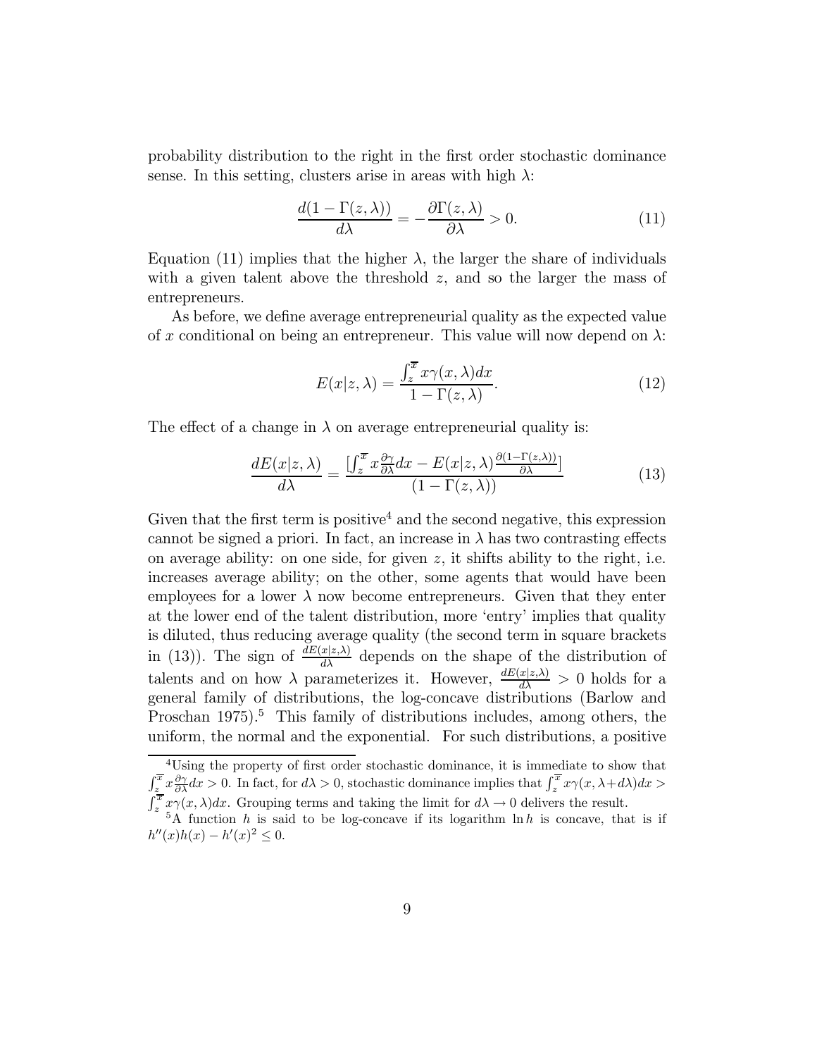probability distribution to the right in the first order stochastic dominance sense. In this setting, clusters arise in areas with high $\lambda$:

$$\frac{d(1-\Gamma(z,\lambda))}{d\lambda} = -\frac{\partial \Gamma(z,\lambda)}{\partial \lambda} > 0. \tag{11}$$

Equation (11) implies that the higher $\lambda$, the larger the share of individuals with a given talent above the threshold $z$, and so the larger the mass of entrepreneurs.

As before, we define average entrepreneurial quality as the expected value of $x$ conditional on being an entrepreneur. This value will now depend on $\lambda$:

$$E(x|z,\lambda) = \frac{\int_z^{\overline{x}} x\gamma(x,\lambda)dx}{1-\Gamma(z,\lambda)}. \tag{12}$$

The effect of a change in $\lambda$ on average entrepreneurial quality is:

$$\frac{dE(x|z,\lambda)}{d\lambda} = \frac{\left[\int_z^{\overline{x}} x\frac{\partial \gamma}{\partial \lambda}dx - E(x|z,\lambda)\frac{\partial(1-\Gamma(z,\lambda))}{\partial \lambda}\right]}{(1-\Gamma(z,\lambda))} \tag{13}$$

Given that the first term is positive[4] and the second negative, this expression cannot be signed a priori. In fact, an increase in $\lambda$ has two contrasting effects on average ability: on one side, for given $z$, it shifts ability to the right, i.e. increases average ability; on the other, some agents that would have been employees for a lower $\lambda$ now become entrepreneurs. Given that they enter at the lower end of the talent distribution, more 'entry' implies that quality is diluted, thus reducing average quality (the second term in square brackets in (13)). The sign of $\frac{dE(x|z,\lambda)}{d\lambda}$ depends on the shape of the distribution of talents and on how $\lambda$ parameterizes it. However, $\frac{dE(x|z,\lambda)}{d\lambda} > 0$ holds for a general family of distributions, the log-concave distributions (Barlow and Proschan 1975).[5] This family of distributions includes, among others, the uniform, the normal and the exponential. For such distributions, a positive

[4]Using the property of first order stochastic dominance, it is immediate to show that $\int_z^{\overline{x}} x\frac{\partial \gamma}{\partial \lambda}dx > 0$. In fact, for $d\lambda > 0$, stochastic dominance implies that $\int_z^{\overline{x}} x\gamma(x,\lambda+d\lambda)dx > \int_z^{\overline{x}} x\gamma(x,\lambda)dx$. Grouping terms and taking the limit for $d\lambda \to 0$ delivers the result.

[5]A function $h$ is said to be log-concave if its logarithm $\ln h$ is concave, that is if $h''(x)h(x) - h'(x)^2 \leq 0$.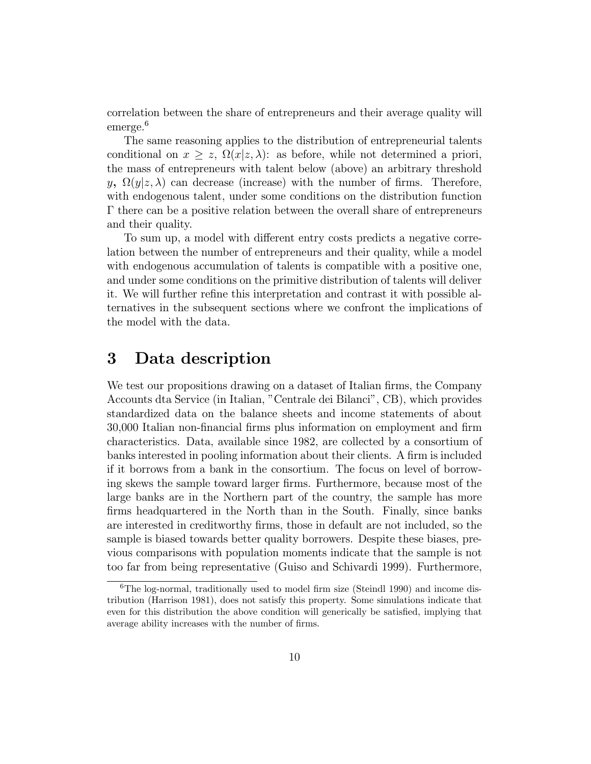correlation between the share of entrepreneurs and their average quality will emerge.[6]

The same reasoning applies to the distribution of entrepreneurial talents conditional on $x \geq z$, $\Omega(x|z, \lambda)$: as before, while not determined a priori, the mass of entrepreneurs with talent below (above) an arbitrary threshold $y$**,** $\Omega(y|z, \lambda)$ can decrease (increase) with the number of firms. Therefore, with endogenous talent, under some conditions on the distribution function $\Gamma$ there can be a positive relation between the overall share of entrepreneurs and their quality.

To sum up, a model with different entry costs predicts a negative correlation between the number of entrepreneurs and their quality, while a model with endogenous accumulation of talents is compatible with a positive one, and under some conditions on the primitive distribution of talents will deliver it. We will further refine this interpretation and contrast it with possible alternatives in the subsequent sections where we confront the implications of the model with the data.

# 3 Data description

We test our propositions drawing on a dataset of Italian firms, the Company Accounts dta Service (in Italian, "Centrale dei Bilanci", CB), which provides standardized data on the balance sheets and income statements of about 30,000 Italian non-financial firms plus information on employment and firm characteristics. Data, available since 1982, are collected by a consortium of banks interested in pooling information about their clients. A firm is included if it borrows from a bank in the consortium. The focus on level of borrowing skews the sample toward larger firms. Furthermore, because most of the large banks are in the Northern part of the country, the sample has more firms headquartered in the North than in the South. Finally, since banks are interested in creditworthy firms, those in default are not included, so the sample is biased towards better quality borrowers. Despite these biases, previous comparisons with population moments indicate that the sample is not too far from being representative (Guiso and Schivardi 1999). Furthermore,

[6] The log-normal, traditionally used to model firm size (Steindl 1990) and income distribution (Harrison 1981), does not satisfy this property. Some simulations indicate that even for this distribution the above condition will generically be satisfied, implying that average ability increases with the number of firms.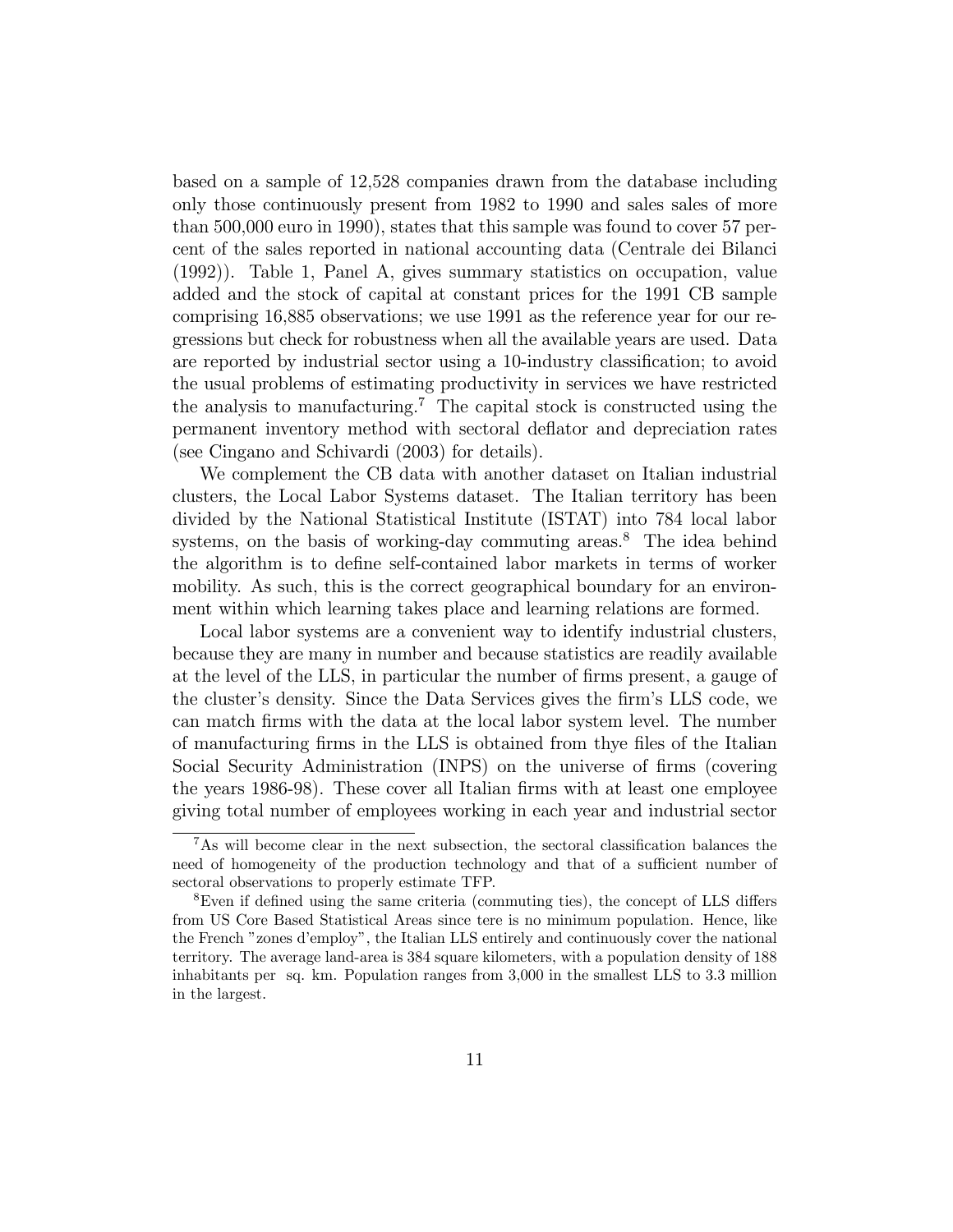based on a sample of 12,528 companies drawn from the database including only those continuously present from 1982 to 1990 and sales sales of more than 500,000 euro in 1990), states that this sample was found to cover 57 percent of the sales reported in national accounting data (Centrale dei Bilanci (1992)). Table 1, Panel A, gives summary statistics on occupation, value added and the stock of capital at constant prices for the 1991 CB sample comprising 16,885 observations; we use 1991 as the reference year for our regressions but check for robustness when all the available years are used. Data are reported by industrial sector using a 10-industry classification; to avoid the usual problems of estimating productivity in services we have restricted the analysis to manufacturing.[7] The capital stock is constructed using the permanent inventory method with sectoral deflator and depreciation rates (see Cingano and Schivardi (2003) for details).

We complement the CB data with another dataset on Italian industrial clusters, the Local Labor Systems dataset. The Italian territory has been divided by the National Statistical Institute (ISTAT) into 784 local labor systems, on the basis of working-day commuting areas.[8] The idea behind the algorithm is to define self-contained labor markets in terms of worker mobility. As such, this is the correct geographical boundary for an environment within which learning takes place and learning relations are formed.

Local labor systems are a convenient way to identify industrial clusters, because they are many in number and because statistics are readily available at the level of the LLS, in particular the number of firms present, a gauge of the cluster's density. Since the Data Services gives the firm's LLS code, we can match firms with the data at the local labor system level. The number of manufacturing firms in the LLS is obtained from thye files of the Italian Social Security Administration (INPS) on the universe of firms (covering the years 1986-98). These cover all Italian firms with at least one employee giving total number of employees working in each year and industrial sector

---

[7] As will become clear in the next subsection, the sectoral classification balances the need of homogeneity of the production technology and that of a sufficient number of sectoral observations to properly estimate TFP.

[8] Even if defined using the same criteria (commuting ties), the concept of LLS differs from US Core Based Statistical Areas since tere is no minimum population. Hence, like the French "zones d'employ", the Italian LLS entirely and continuously cover the national territory. The average land-area is 384 square kilometers, with a population density of 188 inhabitants per sq. km. Population ranges from 3,000 in the smallest LLS to 3.3 million in the largest.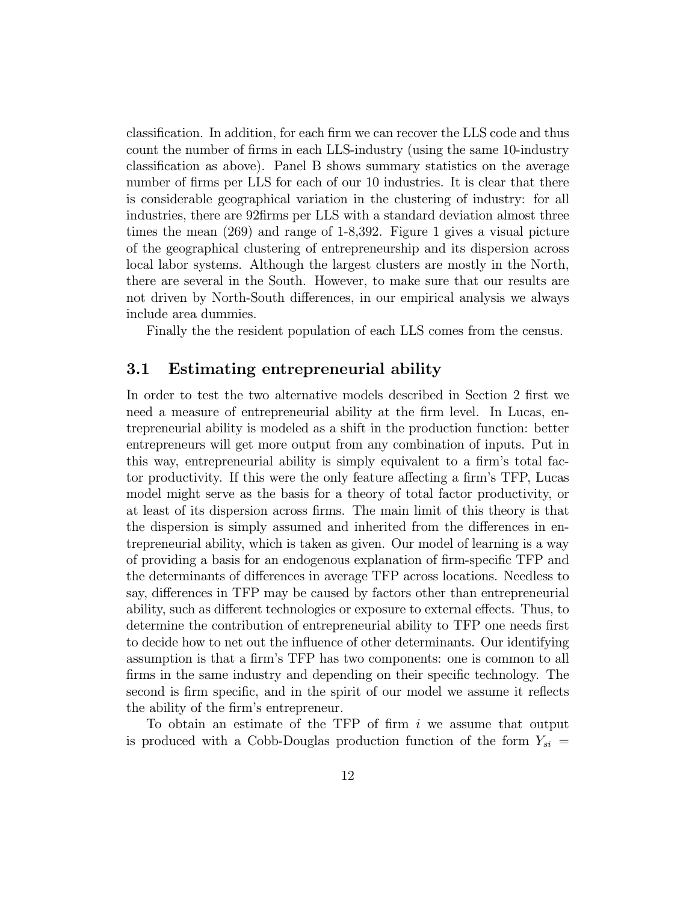classification. In addition, for each firm we can recover the LLS code and thus count the number of firms in each LLS-industry (using the same 10-industry classification as above). Panel B shows summary statistics on the average number of firms per LLS for each of our 10 industries. It is clear that there is considerable geographical variation in the clustering of industry: for all industries, there are 92firms per LLS with a standard deviation almost three times the mean (269) and range of 1-8,392. Figure 1 gives a visual picture of the geographical clustering of entrepreneurship and its dispersion across local labor systems. Although the largest clusters are mostly in the North, there are several in the South. However, to make sure that our results are not driven by North-South differences, in our empirical analysis we always include area dummies.

Finally the the resident population of each LLS comes from the census.

## 3.1 Estimating entrepreneurial ability

In order to test the two alternative models described in Section 2 first we need a measure of entrepreneurial ability at the firm level. In Lucas, entrepreneurial ability is modeled as a shift in the production function: better entrepreneurs will get more output from any combination of inputs. Put in this way, entrepreneurial ability is simply equivalent to a firm's total factor productivity. If this were the only feature affecting a firm's TFP, Lucas model might serve as the basis for a theory of total factor productivity, or at least of its dispersion across firms. The main limit of this theory is that the dispersion is simply assumed and inherited from the differences in entrepreneurial ability, which is taken as given. Our model of learning is a way of providing a basis for an endogenous explanation of firm-specific TFP and the determinants of differences in average TFP across locations. Needless to say, differences in TFP may be caused by factors other than entrepreneurial ability, such as different technologies or exposure to external effects. Thus, to determine the contribution of entrepreneurial ability to TFP one needs first to decide how to net out the influence of other determinants. Our identifying assumption is that a firm's TFP has two components: one is common to all firms in the same industry and depending on their specific technology. The second is firm specific, and in the spirit of our model we assume it reflects the ability of the firm's entrepreneur.

To obtain an estimate of the TFP of firm $i$ we assume that output is produced with a Cobb-Douglas production function of the form $Y_{si} =$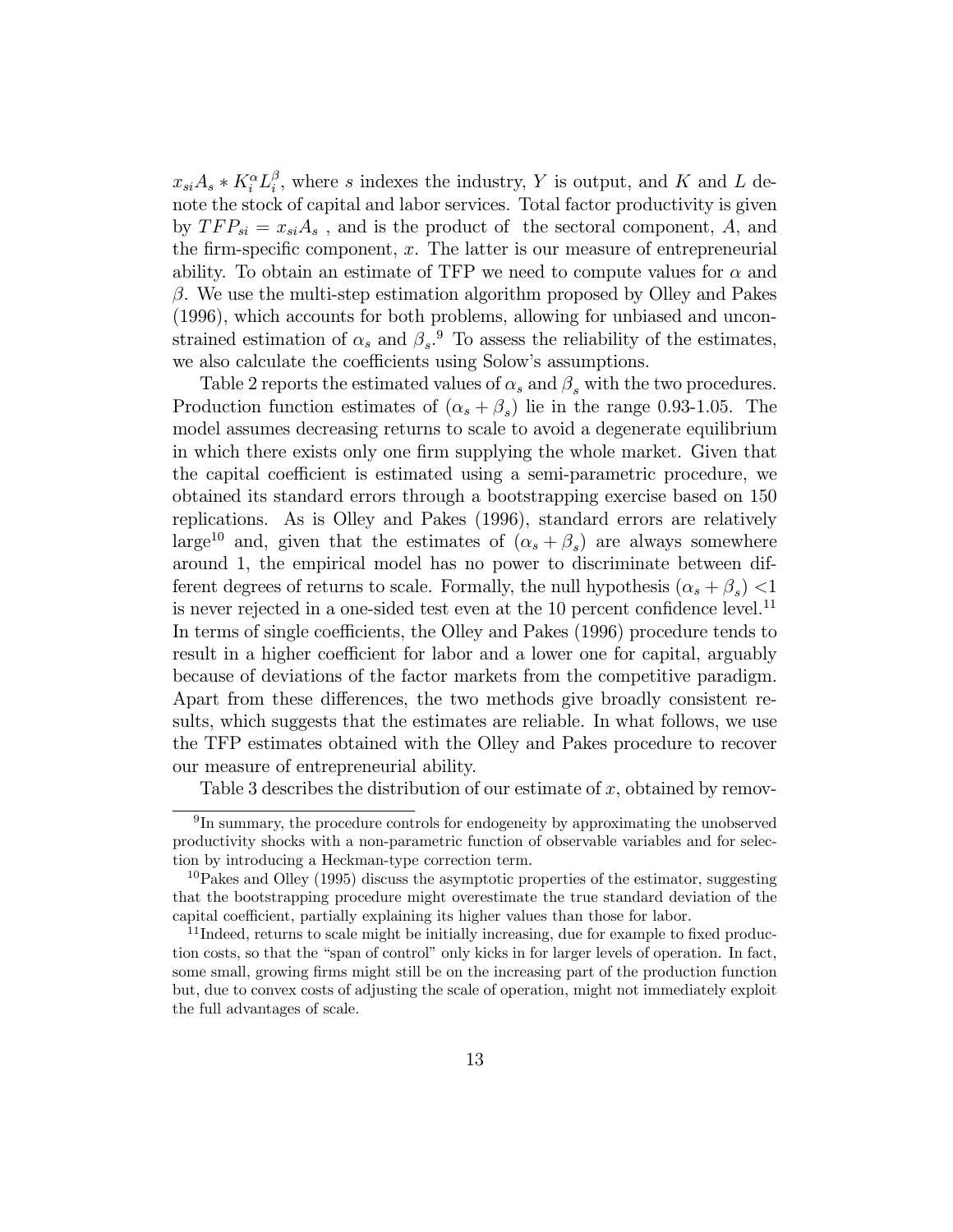$x_{si}A_s * K_i^{\alpha} L_i^{\beta}$, where $s$ indexes the industry, $Y$ is output, and $K$ and $L$ denote the stock of capital and labor services. Total factor productivity is given by $TFP_{si} = x_{si}A_s$ , and is the product of the sectoral component, $A$, and the firm-specific component, $x$. The latter is our measure of entrepreneurial ability. To obtain an estimate of TFP we need to compute values for $\alpha$ and $\beta$. We use the multi-step estimation algorithm proposed by Olley and Pakes (1996), which accounts for both problems, allowing for unbiased and unconstrained estimation of $\alpha_s$ and $\beta_s$.[9] To assess the reliability of the estimates, we also calculate the coefficients using Solow's assumptions.

Table 2 reports the estimated values of $\alpha_s$ and $\beta_s$ with the two procedures. Production function estimates of $(\alpha_s + \beta_s)$ lie in the range 0.93-1.05. The model assumes decreasing returns to scale to avoid a degenerate equilibrium in which there exists only one firm supplying the whole market. Given that the capital coefficient is estimated using a semi-parametric procedure, we obtained its standard errors through a bootstrapping exercise based on 150 replications. As is Olley and Pakes (1996), standard errors are relatively large[10] and, given that the estimates of $(\alpha_s + \beta_s)$ are always somewhere around 1, the empirical model has no power to discriminate between different degrees of returns to scale. Formally, the null hypothesis $(\alpha_s + \beta_s) < 1$ is never rejected in a one-sided test even at the 10 percent confidence level.[11] In terms of single coefficients, the Olley and Pakes (1996) procedure tends to result in a higher coefficient for labor and a lower one for capital, arguably because of deviations of the factor markets from the competitive paradigm. Apart from these differences, the two methods give broadly consistent results, which suggests that the estimates are reliable. In what follows, we use the TFP estimates obtained with the Olley and Pakes procedure to recover our measure of entrepreneurial ability.

Table 3 describes the distribution of our estimate of $x$, obtained by remov-

---

[9] In summary, the procedure controls for endogeneity by approximating the unobserved productivity shocks with a non-parametric function of observable variables and for selection by introducing a Heckman-type correction term.

[10] Pakes and Olley (1995) discuss the asymptotic properties of the estimator, suggesting that the bootstrapping procedure might overestimate the true standard deviation of the capital coefficient, partially explaining its higher values than those for labor.

[11] Indeed, returns to scale might be initially increasing, due for example to fixed production costs, so that the "span of control" only kicks in for larger levels of operation. In fact, some small, growing firms might still be on the increasing part of the production function but, due to convex costs of adjusting the scale of operation, might not immediately exploit the full advantages of scale.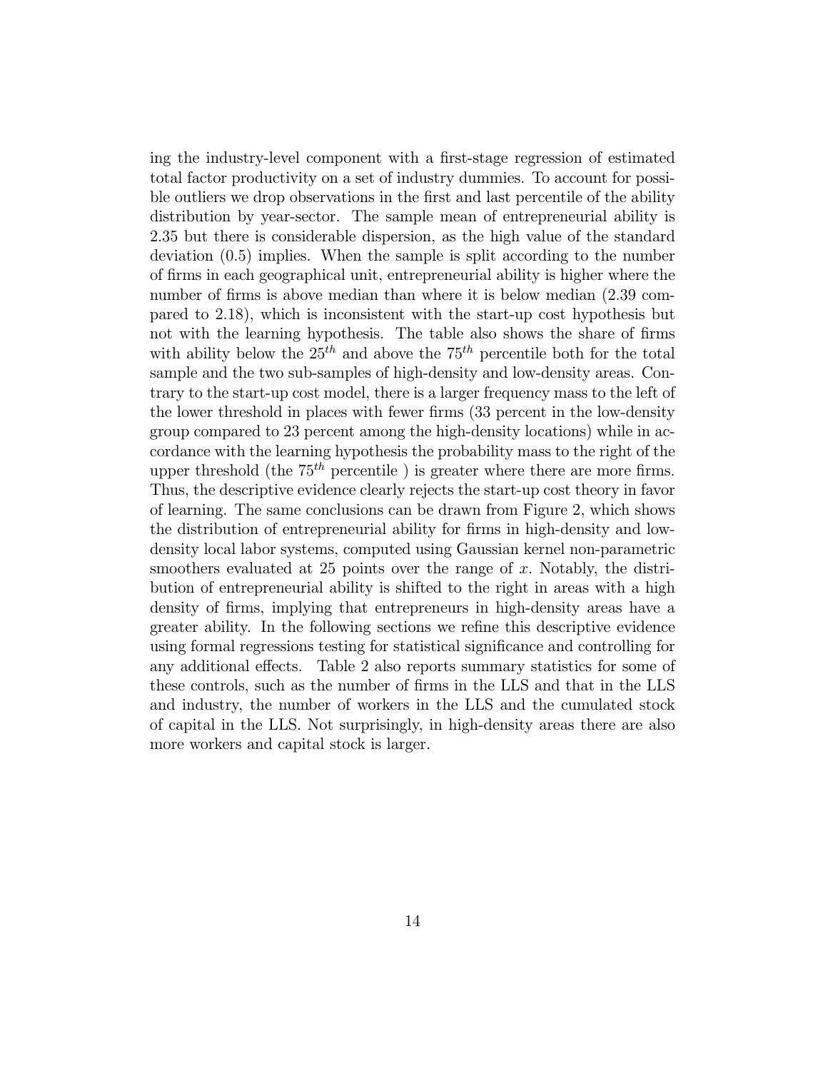ing the industry-level component with a first-stage regression of estimated total factor productivity on a set of industry dummies. To account for possible outliers we drop observations in the first and last percentile of the ability distribution by year-sector. The sample mean of entrepreneurial ability is 2.35 but there is considerable dispersion, as the high value of the standard deviation (0.5) implies. When the sample is split according to the number of firms in each geographical unit, entrepreneurial ability is higher where the number of firms is above median than where it is below median (2.39 compared to 2.18), which is inconsistent with the start-up cost hypothesis but not with the learning hypothesis. The table also shows the share of firms with ability below the $25^{th}$ and above the $75^{th}$ percentile both for the total sample and the two sub-samples of high-density and low-density areas. Contrary to the start-up cost model, there is a larger frequency mass to the left of the lower threshold in places with fewer firms (33 percent in the low-density group compared to 23 percent among the high-density locations) while in accordance with the learning hypothesis the probability mass to the right of the upper threshold (the $75^{th}$ percentile ) is greater where there are more firms. Thus, the descriptive evidence clearly rejects the start-up cost theory in favor of learning. The same conclusions can be drawn from Figure 2, which shows the distribution of entrepreneurial ability for firms in high-density and low-density local labor systems, computed using Gaussian kernel non-parametric smoothers evaluated at 25 points over the range of $x$. Notably, the distribution of entrepreneurial ability is shifted to the right in areas with a high density of firms, implying that entrepreneurs in high-density areas have a greater ability. In the following sections we refine this descriptive evidence using formal regressions testing for statistical significance and controlling for any additional effects. Table 2 also reports summary statistics for some of these controls, such as the number of firms in the LLS and that in the LLS and industry, the number of workers in the LLS and the cumulated stock of capital in the LLS. Not surprisingly, in high-density areas there are also more workers and capital stock is larger.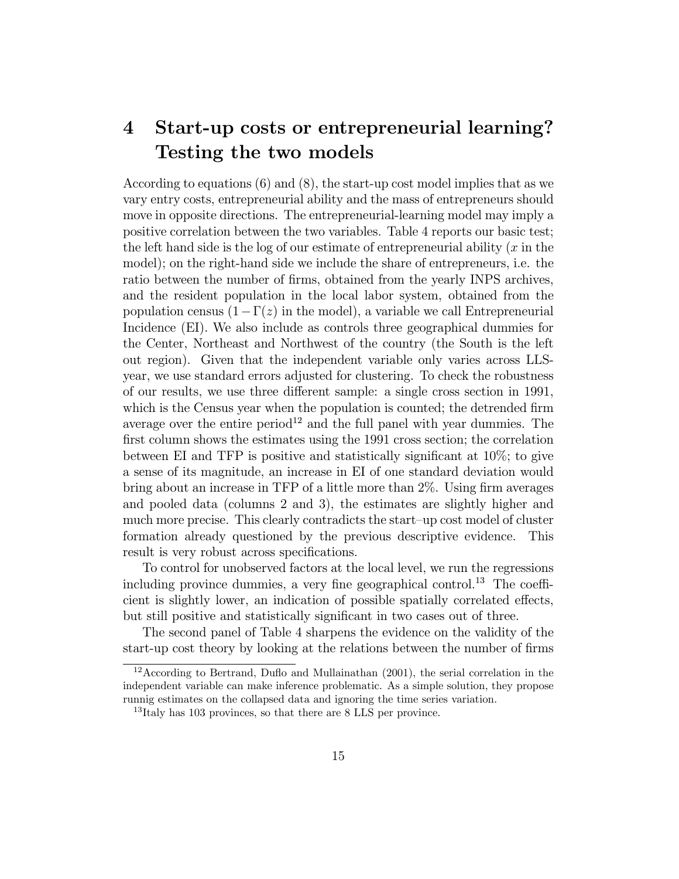# 4 Start-up costs or entrepreneurial learning? Testing the two models

According to equations (6) and (8), the start-up cost model implies that as we vary entry costs, entrepreneurial ability and the mass of entrepreneurs should move in opposite directions. The entrepreneurial-learning model may imply a positive correlation between the two variables. Table 4 reports our basic test; the left hand side is the log of our estimate of entrepreneurial ability ($x$ in the model); on the right-hand side we include the share of entrepreneurs, i.e. the ratio between the number of firms, obtained from the yearly INPS archives, and the resident population in the local labor system, obtained from the population census ($1 - \Gamma(z)$ in the model), a variable we call Entrepreneurial Incidence (EI). We also include as controls three geographical dummies for the Center, Northeast and Northwest of the country (the South is the left out region). Given that the independent variable only varies across LLS-year, we use standard errors adjusted for clustering. To check the robustness of our results, we use three different sample: a single cross section in 1991, which is the Census year when the population is counted; the detrended firm average over the entire period[12] and the full panel with year dummies. The first column shows the estimates using the 1991 cross section; the correlation between EI and TFP is positive and statistically significant at 10%; to give a sense of its magnitude, an increase in EI of one standard deviation would bring about an increase in TFP of a little more than 2%. Using firm averages and pooled data (columns 2 and 3), the estimates are slightly higher and much more precise. This clearly contradicts the start–up cost model of cluster formation already questioned by the previous descriptive evidence. This result is very robust across specifications.

To control for unobserved factors at the local level, we run the regressions including province dummies, a very fine geographical control.[13] The coefficient is slightly lower, an indication of possible spatially correlated effects, but still positive and statistically significant in two cases out of three.

The second panel of Table 4 sharpens the evidence on the validity of the start-up cost theory by looking at the relations between the number of firms

[12] According to Bertrand, Duflo and Mullainathan (2001), the serial correlation in the independent variable can make inference problematic. As a simple solution, they propose runnig estimates on the collapsed data and ignoring the time series variation.

[13] Italy has 103 provinces, so that there are 8 LLS per province.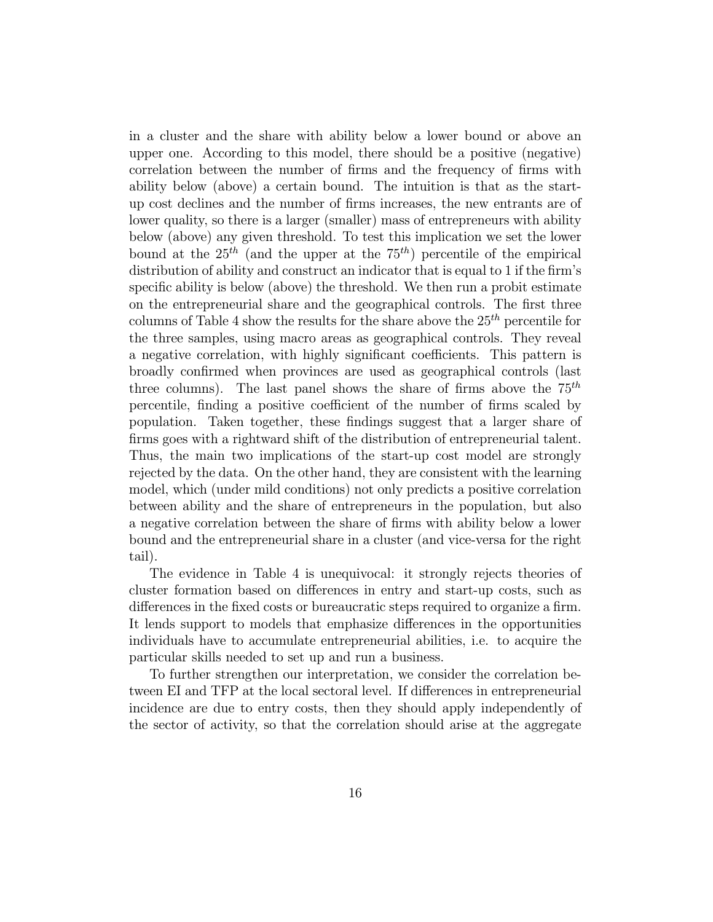in a cluster and the share with ability below a lower bound or above an upper one. According to this model, there should be a positive (negative) correlation between the number of firms and the frequency of firms with ability below (above) a certain bound. The intuition is that as the start-up cost declines and the number of firms increases, the new entrants are of lower quality, so there is a larger (smaller) mass of entrepreneurs with ability below (above) any given threshold. To test this implication we set the lower bound at the $25^{th}$ (and the upper at the $75^{th}$) percentile of the empirical distribution of ability and construct an indicator that is equal to 1 if the firm's specific ability is below (above) the threshold. We then run a probit estimate on the entrepreneurial share and the geographical controls. The first three columns of Table 4 show the results for the share above the $25^{th}$ percentile for the three samples, using macro areas as geographical controls. They reveal a negative correlation, with highly significant coefficients. This pattern is broadly confirmed when provinces are used as geographical controls (last three columns). The last panel shows the share of firms above the $75^{th}$ percentile, finding a positive coefficient of the number of firms scaled by population. Taken together, these findings suggest that a larger share of firms goes with a rightward shift of the distribution of entrepreneurial talent. Thus, the main two implications of the start-up cost model are strongly rejected by the data. On the other hand, they are consistent with the learning model, which (under mild conditions) not only predicts a positive correlation between ability and the share of entrepreneurs in the population, but also a negative correlation between the share of firms with ability below a lower bound and the entrepreneurial share in a cluster (and vice-versa for the right tail).

The evidence in Table 4 is unequivocal: it strongly rejects theories of cluster formation based on differences in entry and start-up costs, such as differences in the fixed costs or bureaucratic steps required to organize a firm. It lends support to models that emphasize differences in the opportunities individuals have to accumulate entrepreneurial abilities, i.e. to acquire the particular skills needed to set up and run a business.

To further strengthen our interpretation, we consider the correlation between EI and TFP at the local sectoral level. If differences in entrepreneurial incidence are due to entry costs, then they should apply independently of the sector of activity, so that the correlation should arise at the aggregate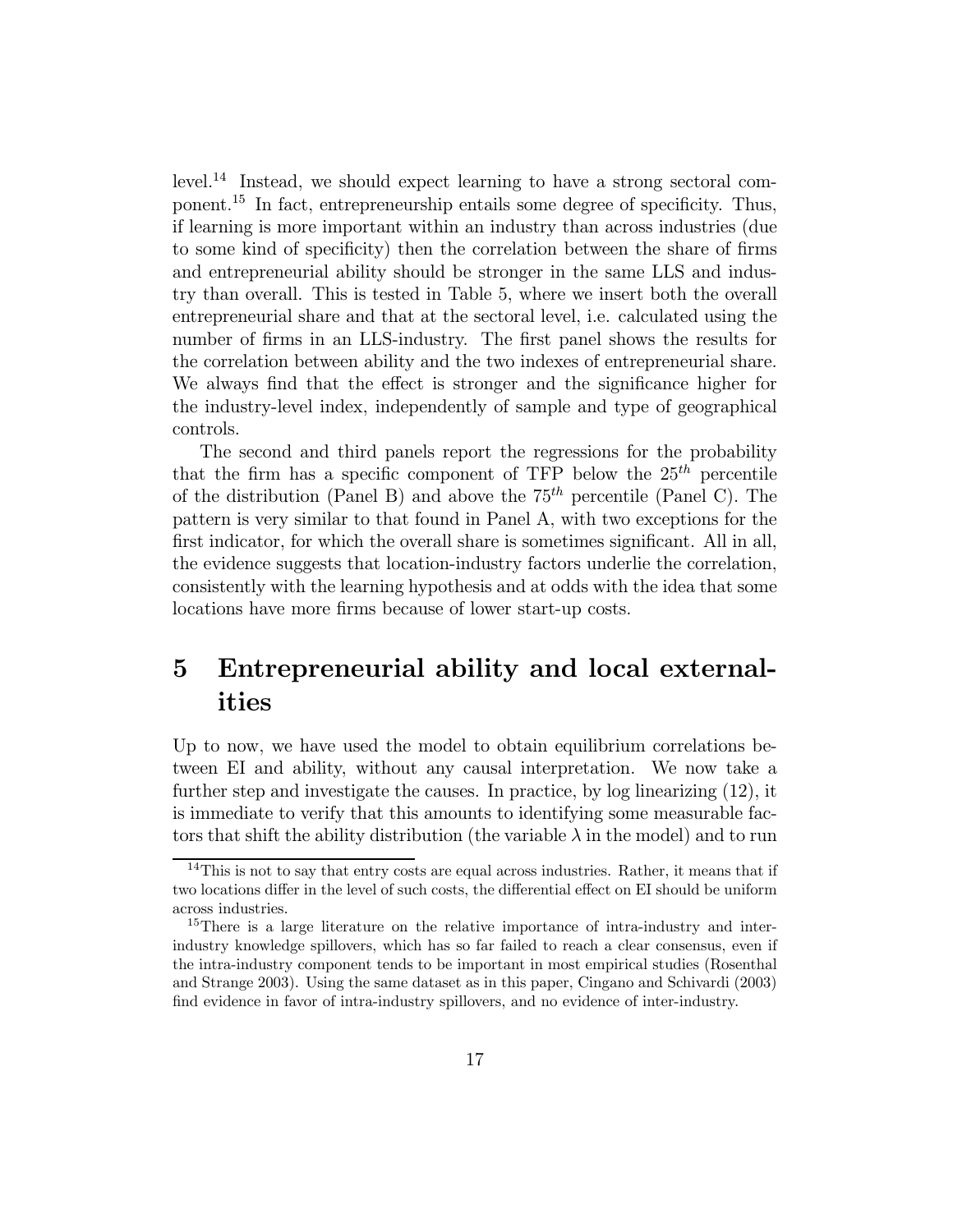level.[14] Instead, we should expect learning to have a strong sectoral component.[15] In fact, entrepreneurship entails some degree of specificity. Thus, if learning is more important within an industry than across industries (due to some kind of specificity) then the correlation between the share of firms and entrepreneurial ability should be stronger in the same LLS and industry than overall. This is tested in Table 5, where we insert both the overall entrepreneurial share and that at the sectoral level, i.e. calculated using the number of firms in an LLS-industry. The first panel shows the results for the correlation between ability and the two indexes of entrepreneurial share. We always find that the effect is stronger and the significance higher for the industry-level index, independently of sample and type of geographical controls.

The second and third panels report the regressions for the probability that the firm has a specific component of TFP below the $25^{th}$ percentile of the distribution (Panel B) and above the $75^{th}$ percentile (Panel C). The pattern is very similar to that found in Panel A, with two exceptions for the first indicator, for which the overall share is sometimes significant. All in all, the evidence suggests that location-industry factors underlie the correlation, consistently with the learning hypothesis and at odds with the idea that some locations have more firms because of lower start-up costs.

# 5 Entrepreneurial ability and local externalities

Up to now, we have used the model to obtain equilibrium correlations between EI and ability, without any causal interpretation. We now take a further step and investigate the causes. In practice, by log linearizing (12), it is immediate to verify that this amounts to identifying some measurable factors that shift the ability distribution (the variable $\lambda$ in the model) and to run

[14] This is not to say that entry costs are equal across industries. Rather, it means that if two locations differ in the level of such costs, the differential effect on EI should be uniform across industries.

[15] There is a large literature on the relative importance of intra-industry and inter-industry knowledge spillovers, which has so far failed to reach a clear consensus, even if the intra-industry component tends to be important in most empirical studies (Rosenthal and Strange 2003). Using the same dataset as in this paper, Cingano and Schivardi (2003) find evidence in favor of intra-industry spillovers, and no evidence of inter-industry.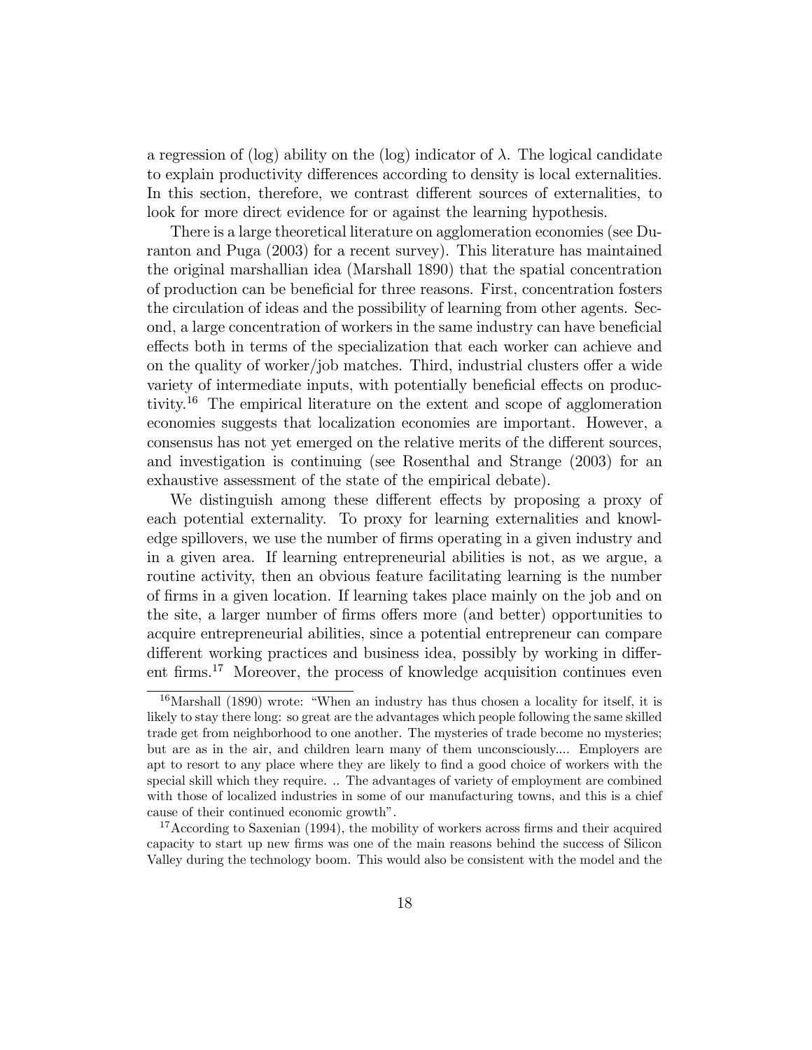a regression of (log) ability on the (log) indicator of $\lambda$. The logical candidate to explain productivity differences according to density is local externalities. In this section, therefore, we contrast different sources of externalities, to look for more direct evidence for or against the learning hypothesis.

There is a large theoretical literature on agglomeration economies (see Duranton and Puga (2003) for a recent survey). This literature has maintained the original marshallian idea (Marshall 1890) that the spatial concentration of production can be beneficial for three reasons. First, concentration fosters the circulation of ideas and the possibility of learning from other agents. Second, a large concentration of workers in the same industry can have beneficial effects both in terms of the specialization that each worker can achieve and on the quality of worker/job matches. Third, industrial clusters offer a wide variety of intermediate inputs, with potentially beneficial effects on productivity.[16] The empirical literature on the extent and scope of agglomeration economies suggests that localization economies are important. However, a consensus has not yet emerged on the relative merits of the different sources, and investigation is continuing (see Rosenthal and Strange (2003) for an exhaustive assessment of the state of the empirical debate).

We distinguish among these different effects by proposing a proxy of each potential externality. To proxy for learning externalities and knowledge spillovers, we use the number of firms operating in a given industry and in a given area. If learning entrepreneurial abilities is not, as we argue, a routine activity, then an obvious feature facilitating learning is the number of firms in a given location. If learning takes place mainly on the job and on the site, a larger number of firms offers more (and better) opportunities to acquire entrepreneurial abilities, since a potential entrepreneur can compare different working practices and business idea, possibly by working in different firms.[17] Moreover, the process of knowledge acquisition continues even

[16] Marshall (1890) wrote: "When an industry has thus chosen a locality for itself, it is likely to stay there long: so great are the advantages which people following the same skilled trade get from neighborhood to one another. The mysteries of trade become no mysteries; but are as in the air, and children learn many of them unconsciously.... Employers are apt to resort to any place where they are likely to find a good choice of workers with the special skill which they require. .. The advantages of variety of employment are combined with those of localized industries in some of our manufacturing towns, and this is a chief cause of their continued economic growth".

[17] According to Saxenian (1994), the mobility of workers across firms and their acquired capacity to start up new firms was one of the main reasons behind the success of Silicon Valley during the technology boom. This would also be consistent with the model and the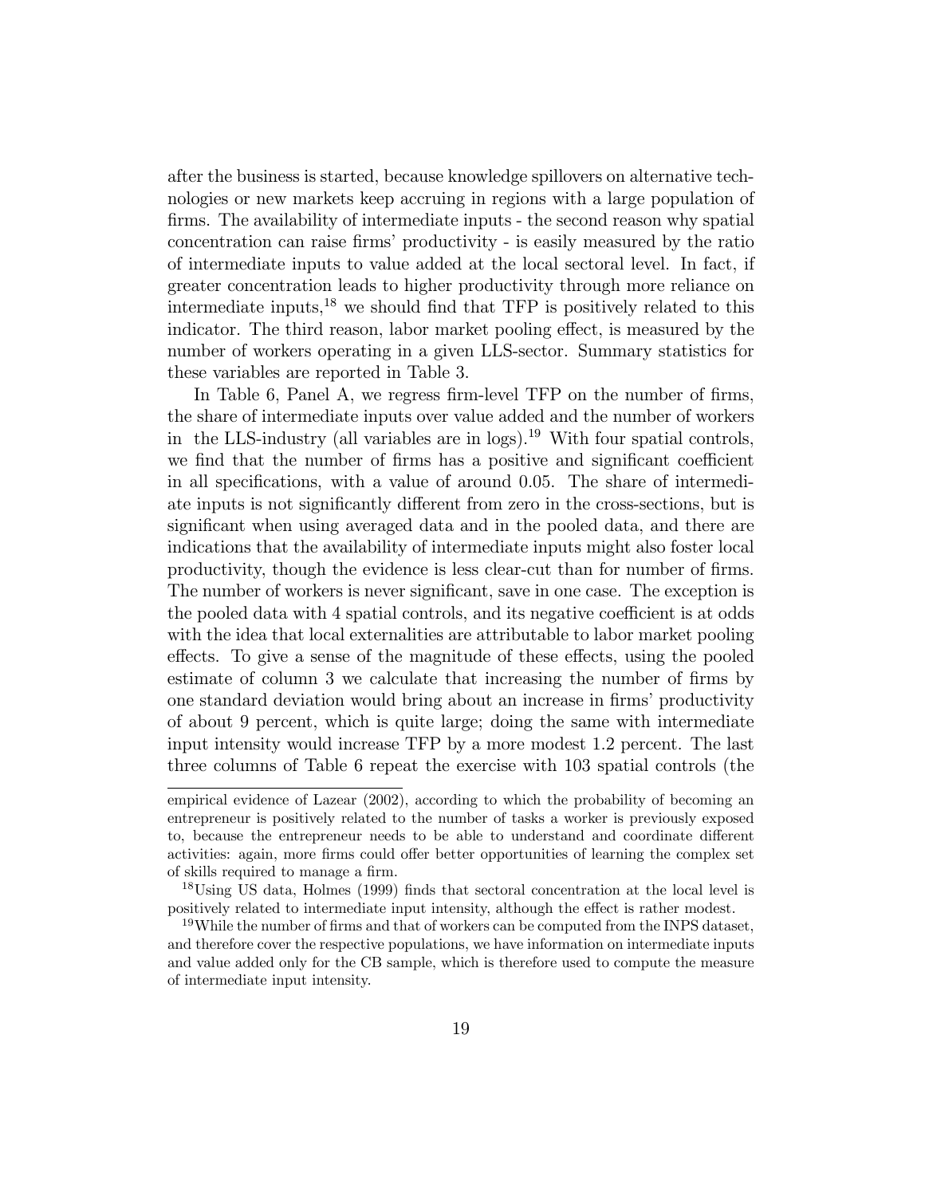after the business is started, because knowledge spillovers on alternative technologies or new markets keep accruing in regions with a large population of firms. The availability of intermediate inputs - the second reason why spatial concentration can raise firms' productivity - is easily measured by the ratio of intermediate inputs to value added at the local sectoral level. In fact, if greater concentration leads to higher productivity through more reliance on intermediate inputs,[18] we should find that TFP is positively related to this indicator. The third reason, labor market pooling effect, is measured by the number of workers operating in a given LLS-sector. Summary statistics for these variables are reported in Table 3.

In Table 6, Panel A, we regress firm-level TFP on the number of firms, the share of intermediate inputs over value added and the number of workers in the LLS-industry (all variables are in logs).[19] With four spatial controls, we find that the number of firms has a positive and significant coefficient in all specifications, with a value of around 0.05. The share of intermediate inputs is not significantly different from zero in the cross-sections, but is significant when using averaged data and in the pooled data, and there are indications that the availability of intermediate inputs might also foster local productivity, though the evidence is less clear-cut than for number of firms. The number of workers is never significant, save in one case. The exception is the pooled data with 4 spatial controls, and its negative coefficient is at odds with the idea that local externalities are attributable to labor market pooling effects. To give a sense of the magnitude of these effects, using the pooled estimate of column 3 we calculate that increasing the number of firms by one standard deviation would bring about an increase in firms' productivity of about 9 percent, which is quite large; doing the same with intermediate input intensity would increase TFP by a more modest 1.2 percent. The last three columns of Table 6 repeat the exercise with 103 spatial controls (the

empirical evidence of Lazear (2002), according to which the probability of becoming an entrepreneur is positively related to the number of tasks a worker is previously exposed to, because the entrepreneur needs to be able to understand and coordinate different activities: again, more firms could offer better opportunities of learning the complex set of skills required to manage a firm.

[18] Using US data, Holmes (1999) finds that sectoral concentration at the local level is positively related to intermediate input intensity, although the effect is rather modest.

[19] While the number of firms and that of workers can be computed from the INPS dataset, and therefore cover the respective populations, we have information on intermediate inputs and value added only for the CB sample, which is therefore used to compute the measure of intermediate input intensity.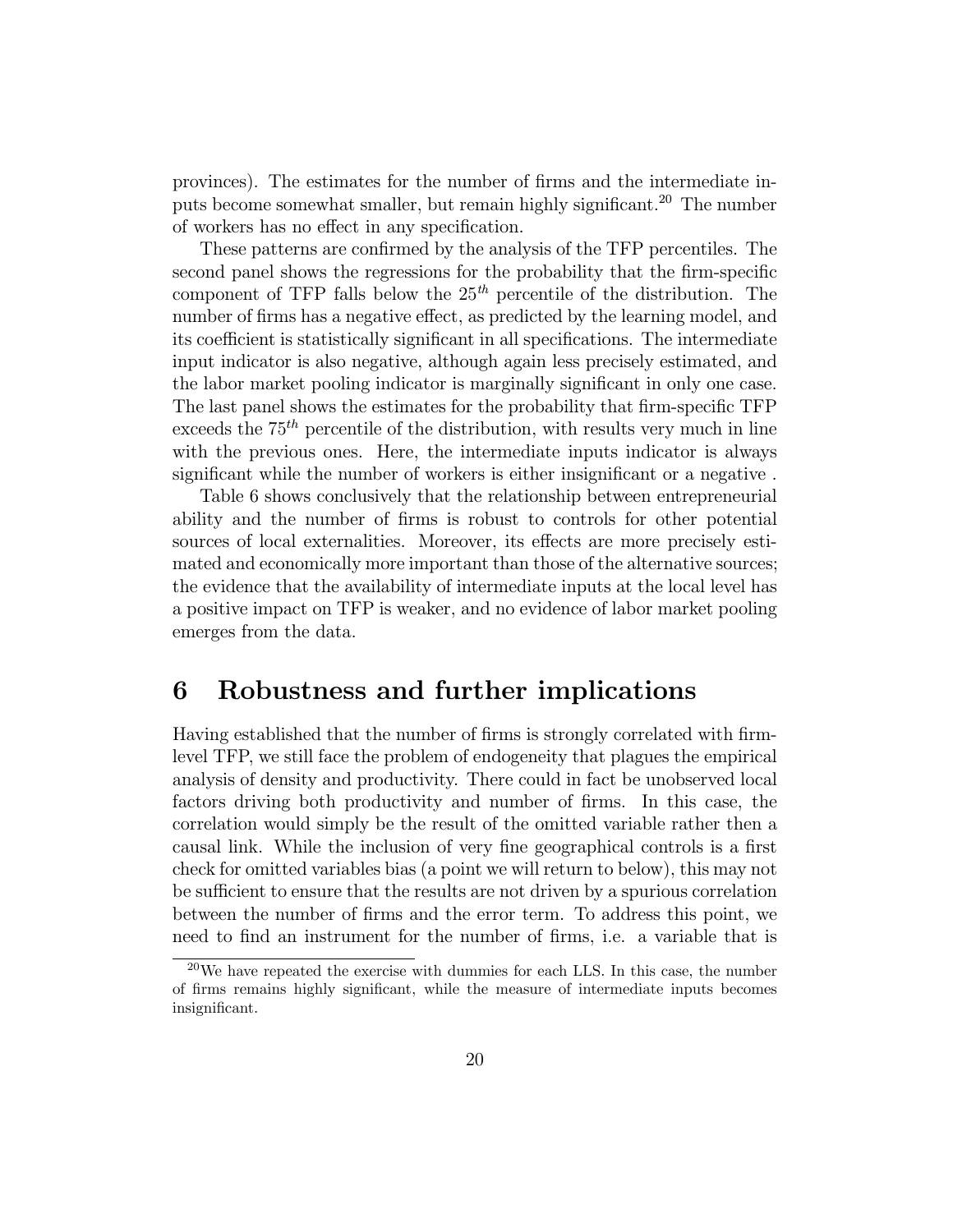provinces). The estimates for the number of firms and the intermediate inputs become somewhat smaller, but remain highly significant.[20] The number of workers has no effect in any specification.

These patterns are confirmed by the analysis of the TFP percentiles. The second panel shows the regressions for the probability that the firm-specific component of TFP falls below the $25^{th}$ percentile of the distribution. The number of firms has a negative effect, as predicted by the learning model, and its coefficient is statistically significant in all specifications. The intermediate input indicator is also negative, although again less precisely estimated, and the labor market pooling indicator is marginally significant in only one case. The last panel shows the estimates for the probability that firm-specific TFP exceeds the $75^{th}$ percentile of the distribution, with results very much in line with the previous ones. Here, the intermediate inputs indicator is always significant while the number of workers is either insignificant or a negative .

Table 6 shows conclusively that the relationship between entrepreneurial ability and the number of firms is robust to controls for other potential sources of local externalities. Moreover, its effects are more precisely estimated and economically more important than those of the alternative sources; the evidence that the availability of intermediate inputs at the local level has a positive impact on TFP is weaker, and no evidence of labor market pooling emerges from the data.

# 6 Robustness and further implications

Having established that the number of firms is strongly correlated with firm-level TFP, we still face the problem of endogeneity that plagues the empirical analysis of density and productivity. There could in fact be unobserved local factors driving both productivity and number of firms. In this case, the correlation would simply be the result of the omitted variable rather then a causal link. While the inclusion of very fine geographical controls is a first check for omitted variables bias (a point we will return to below), this may not be sufficient to ensure that the results are not driven by a spurious correlation between the number of firms and the error term. To address this point, we need to find an instrument for the number of firms, i.e. a variable that is

[20] We have repeated the exercise with dummies for each LLS. In this case, the number of firms remains highly significant, while the measure of intermediate inputs becomes insignificant.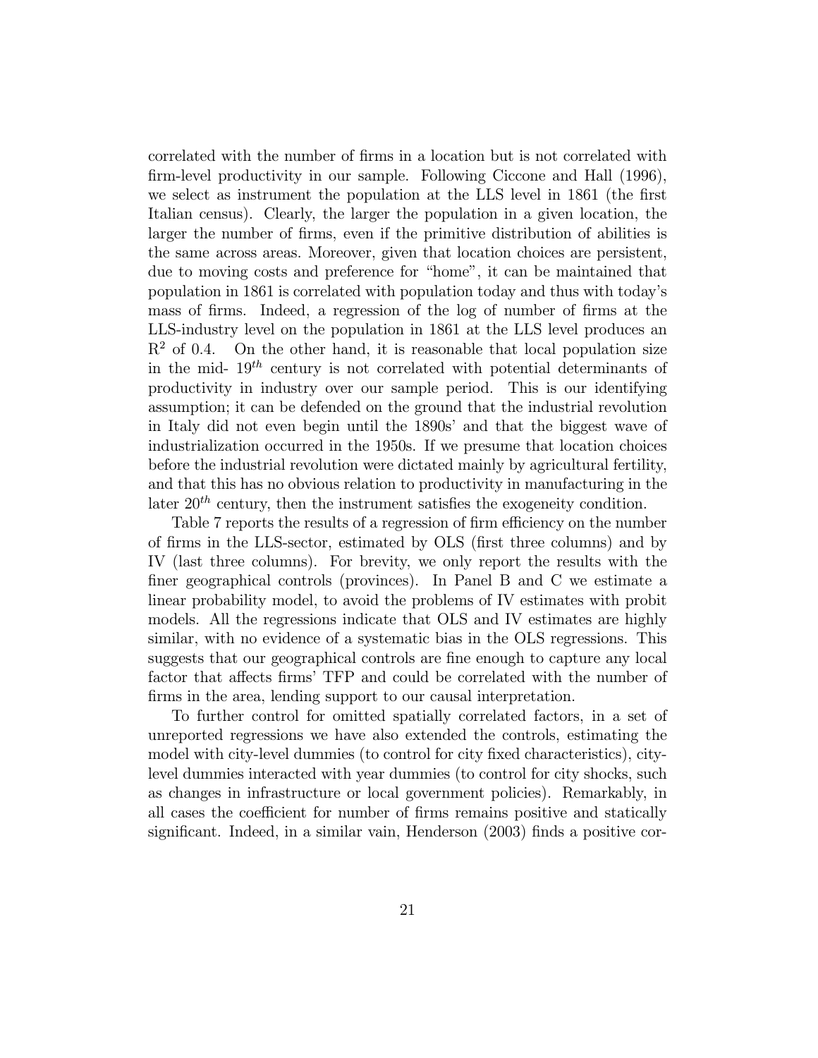correlated with the number of firms in a location but is not correlated with firm-level productivity in our sample. Following Ciccone and Hall (1996), we select as instrument the population at the LLS level in 1861 (the first Italian census). Clearly, the larger the population in a given location, the larger the number of firms, even if the primitive distribution of abilities is the same across areas. Moreover, given that location choices are persistent, due to moving costs and preference for "home", it can be maintained that population in 1861 is correlated with population today and thus with today's mass of firms. Indeed, a regression of the log of number of firms at the LLS-industry level on the population in 1861 at the LLS level produces an $R^2$ of 0.4. On the other hand, it is reasonable that local population size in the mid- $19^{th}$ century is not correlated with potential determinants of productivity in industry over our sample period. This is our identifying assumption; it can be defended on the ground that the industrial revolution in Italy did not even begin until the 1890s' and that the biggest wave of industrialization occurred in the 1950s. If we presume that location choices before the industrial revolution were dictated mainly by agricultural fertility, and that this has no obvious relation to productivity in manufacturing in the later $20^{th}$ century, then the instrument satisfies the exogeneity condition.

Table 7 reports the results of a regression of firm efficiency on the number of firms in the LLS-sector, estimated by OLS (first three columns) and by IV (last three columns). For brevity, we only report the results with the finer geographical controls (provinces). In Panel B and C we estimate a linear probability model, to avoid the problems of IV estimates with probit models. All the regressions indicate that OLS and IV estimates are highly similar, with no evidence of a systematic bias in the OLS regressions. This suggests that our geographical controls are fine enough to capture any local factor that affects firms' TFP and could be correlated with the number of firms in the area, lending support to our causal interpretation.

To further control for omitted spatially correlated factors, in a set of unreported regressions we have also extended the controls, estimating the model with city-level dummies (to control for city fixed characteristics), city-level dummies interacted with year dummies (to control for city shocks, such as changes in infrastructure or local government policies). Remarkably, in all cases the coefficient for number of firms remains positive and statically significant. Indeed, in a similar vain, Henderson (2003) finds a positive cor-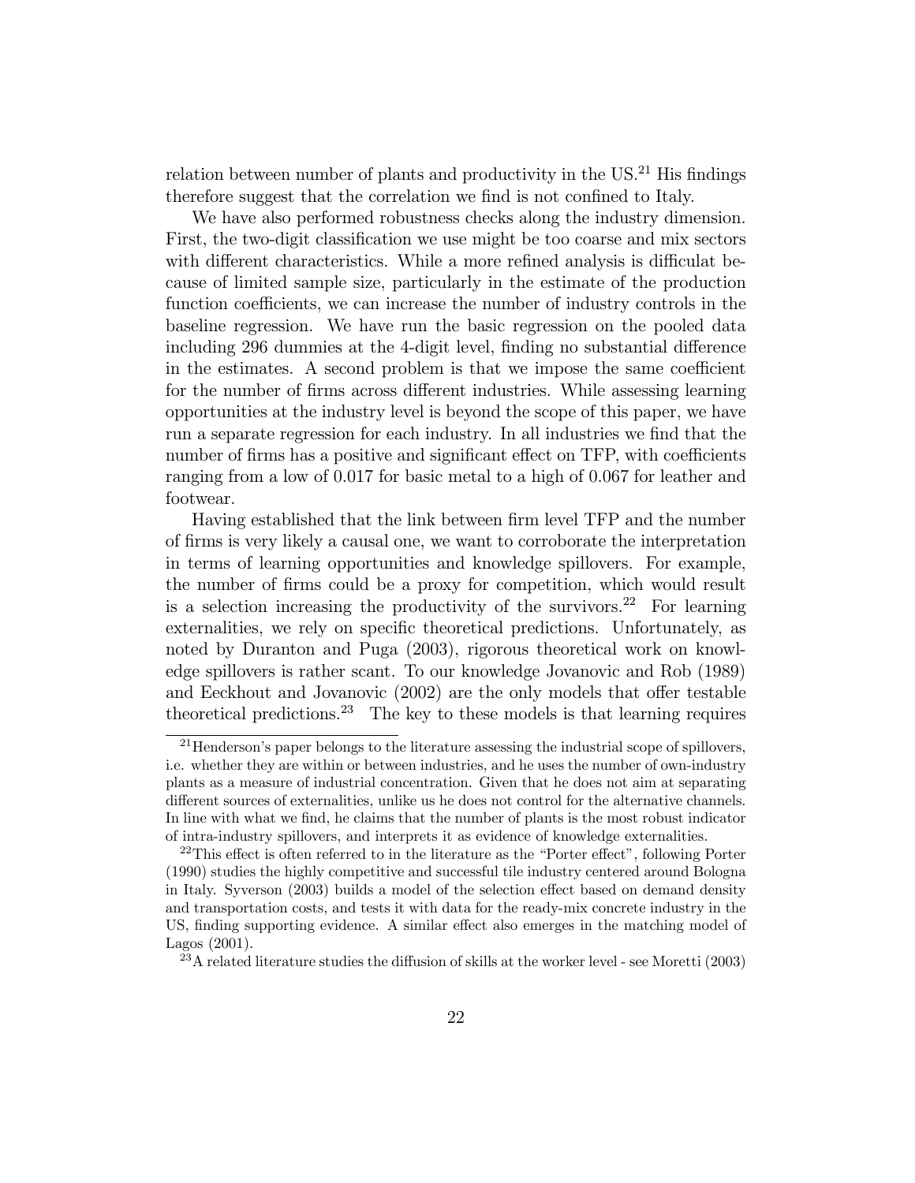relation between number of plants and productivity in the US.[21] His findings therefore suggest that the correlation we find is not confined to Italy.

We have also performed robustness checks along the industry dimension. First, the two-digit classification we use might be too coarse and mix sectors with different characteristics. While a more refined analysis is difficulat because of limited sample size, particularly in the estimate of the production function coefficients, we can increase the number of industry controls in the baseline regression. We have run the basic regression on the pooled data including 296 dummies at the 4-digit level, finding no substantial difference in the estimates. A second problem is that we impose the same coefficient for the number of firms across different industries. While assessing learning opportunities at the industry level is beyond the scope of this paper, we have run a separate regression for each industry. In all industries we find that the number of firms has a positive and significant effect on TFP, with coefficients ranging from a low of 0.017 for basic metal to a high of 0.067 for leather and footwear.

Having established that the link between firm level TFP and the number of firms is very likely a causal one, we want to corroborate the interpretation in terms of learning opportunities and knowledge spillovers. For example, the number of firms could be a proxy for competition, which would result is a selection increasing the productivity of the survivors.[22] For learning externalities, we rely on specific theoretical predictions. Unfortunately, as noted by Duranton and Puga (2003), rigorous theoretical work on knowledge spillovers is rather scant. To our knowledge Jovanovic and Rob (1989) and Eeckhout and Jovanovic (2002) are the only models that offer testable theoretical predictions.[23] The key to these models is that learning requires

[21]Henderson's paper belongs to the literature assessing the industrial scope of spillovers, i.e. whether they are within or between industries, and he uses the number of own-industry plants as a measure of industrial concentration. Given that he does not aim at separating different sources of externalities, unlike us he does not control for the alternative channels. In line with what we find, he claims that the number of plants is the most robust indicator of intra-industry spillovers, and interprets it as evidence of knowledge externalities.

[22]This effect is often referred to in the literature as the "Porter effect", following Porter (1990) studies the highly competitive and successful tile industry centered around Bologna in Italy. Syverson (2003) builds a model of the selection effect based on demand density and transportation costs, and tests it with data for the ready-mix concrete industry in the US, finding supporting evidence. A similar effect also emerges in the matching model of Lagos (2001).

[23]A related literature studies the diffusion of skills at the worker level - see Moretti (2003)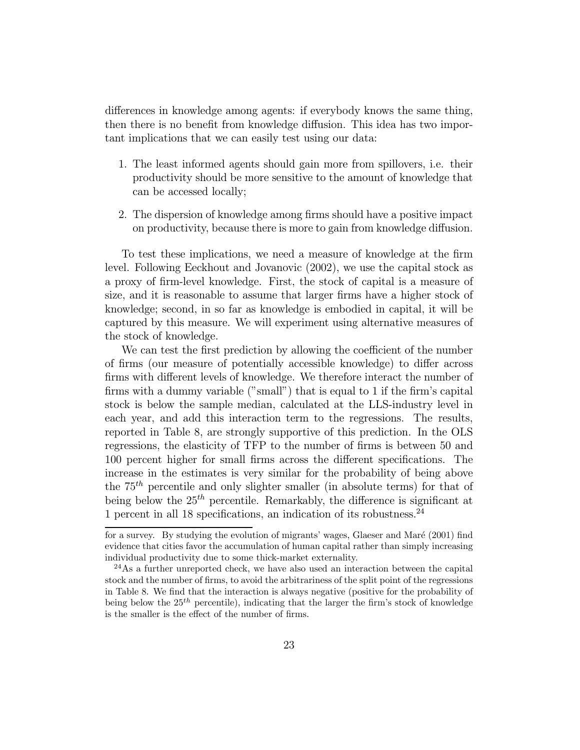differences in knowledge among agents: if everybody knows the same thing, then there is no benefit from knowledge diffusion. This idea has two important implications that we can easily test using our data:

1. The least informed agents should gain more from spillovers, i.e. their productivity should be more sensitive to the amount of knowledge that can be accessed locally;

2. The dispersion of knowledge among firms should have a positive impact on productivity, because there is more to gain from knowledge diffusion.

To test these implications, we need a measure of knowledge at the firm level. Following Eeckhout and Jovanovic (2002), we use the capital stock as a proxy of firm-level knowledge. First, the stock of capital is a measure of size, and it is reasonable to assume that larger firms have a higher stock of knowledge; second, in so far as knowledge is embodied in capital, it will be captured by this measure. We will experiment using alternative measures of the stock of knowledge.

We can test the first prediction by allowing the coefficient of the number of firms (our measure of potentially accessible knowledge) to differ across firms with different levels of knowledge. We therefore interact the number of firms with a dummy variable ("small") that is equal to 1 if the firm's capital stock is below the sample median, calculated at the LLS-industry level in each year, and add this interaction term to the regressions. The results, reported in Table 8, are strongly supportive of this prediction. In the OLS regressions, the elasticity of TFP to the number of firms is between 50 and 100 percent higher for small firms across the different specifications. The increase in the estimates is very similar for the probability of being above the $75^{th}$ percentile and only slighter smaller (in absolute terms) for that of being below the $25^{th}$ percentile. Remarkably, the difference is significant at 1 percent in all 18 specifications, an indication of its robustness.[24]

for a survey. By studying the evolution of migrants' wages, Glaeser and Maré (2001) find evidence that cities favor the accumulation of human capital rather than simply increasing individual productivity due to some thick-market externality.

[24] As a further unreported check, we have also used an interaction between the capital stock and the number of firms, to avoid the arbitrariness of the split point of the regressions in Table 8. We find that the interaction is always negative (positive for the probability of being below the $25^{th}$ percentile), indicating that the larger the firm's stock of knowledge is the smaller is the effect of the number of firms.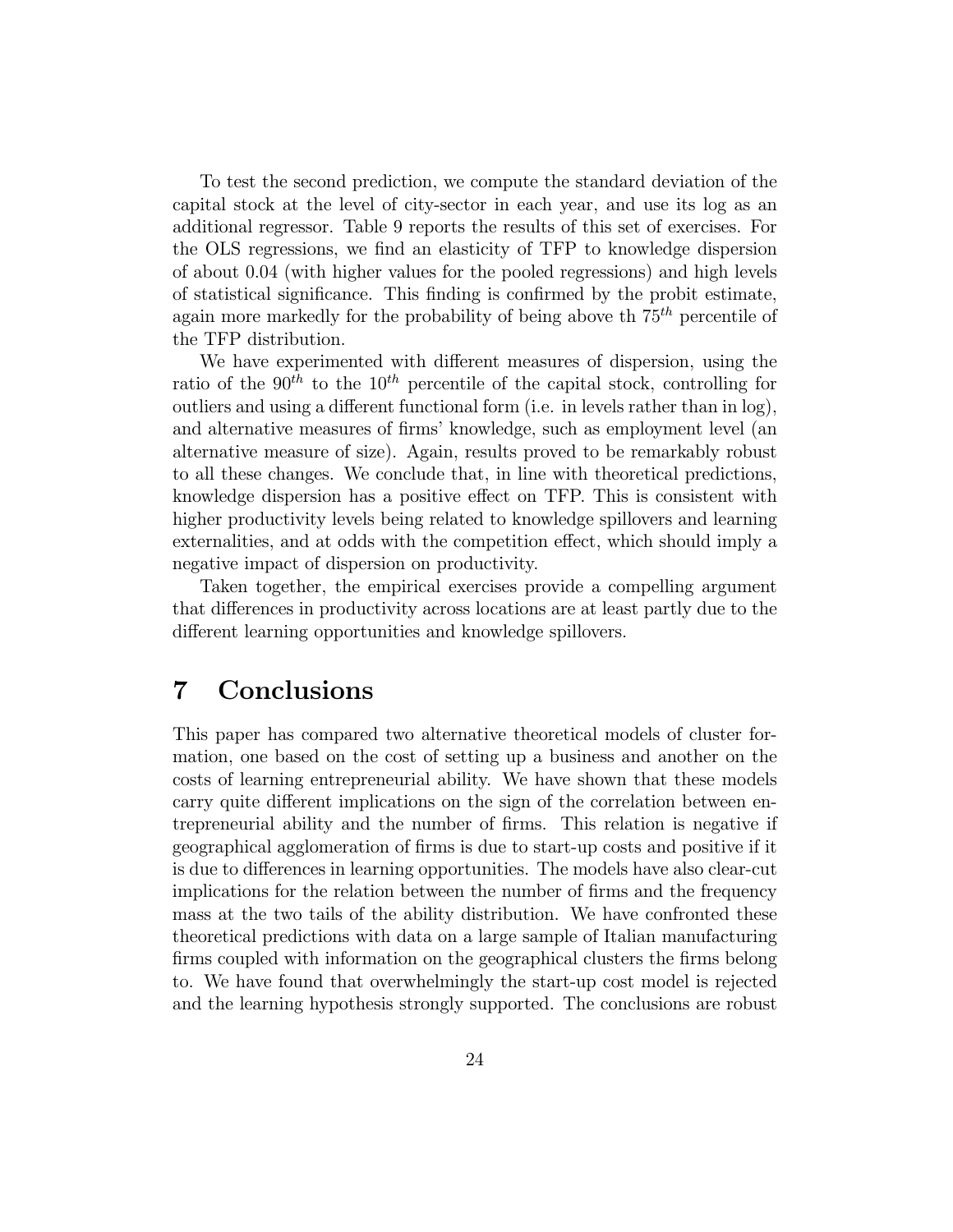To test the second prediction, we compute the standard deviation of the capital stock at the level of city-sector in each year, and use its log as an additional regressor. Table 9 reports the results of this set of exercises. For the OLS regressions, we find an elasticity of TFP to knowledge dispersion of about 0.04 (with higher values for the pooled regressions) and high levels of statistical significance. This finding is confirmed by the probit estimate, again more markedly for the probability of being above th $75^{th}$ percentile of the TFP distribution.

We have experimented with different measures of dispersion, using the ratio of the $90^{th}$ to the $10^{th}$ percentile of the capital stock, controlling for outliers and using a different functional form (i.e. in levels rather than in log), and alternative measures of firms' knowledge, such as employment level (an alternative measure of size). Again, results proved to be remarkably robust to all these changes. We conclude that, in line with theoretical predictions, knowledge dispersion has a positive effect on TFP. This is consistent with higher productivity levels being related to knowledge spillovers and learning externalities, and at odds with the competition effect, which should imply a negative impact of dispersion on productivity.

Taken together, the empirical exercises provide a compelling argument that differences in productivity across locations are at least partly due to the different learning opportunities and knowledge spillovers.

# 7 Conclusions

This paper has compared two alternative theoretical models of cluster formation, one based on the cost of setting up a business and another on the costs of learning entrepreneurial ability. We have shown that these models carry quite different implications on the sign of the correlation between entrepreneurial ability and the number of firms. This relation is negative if geographical agglomeration of firms is due to start-up costs and positive if it is due to differences in learning opportunities. The models have also clear-cut implications for the relation between the number of firms and the frequency mass at the two tails of the ability distribution. We have confronted these theoretical predictions with data on a large sample of Italian manufacturing firms coupled with information on the geographical clusters the firms belong to. We have found that overwhelmingly the start-up cost model is rejected and the learning hypothesis strongly supported. The conclusions are robust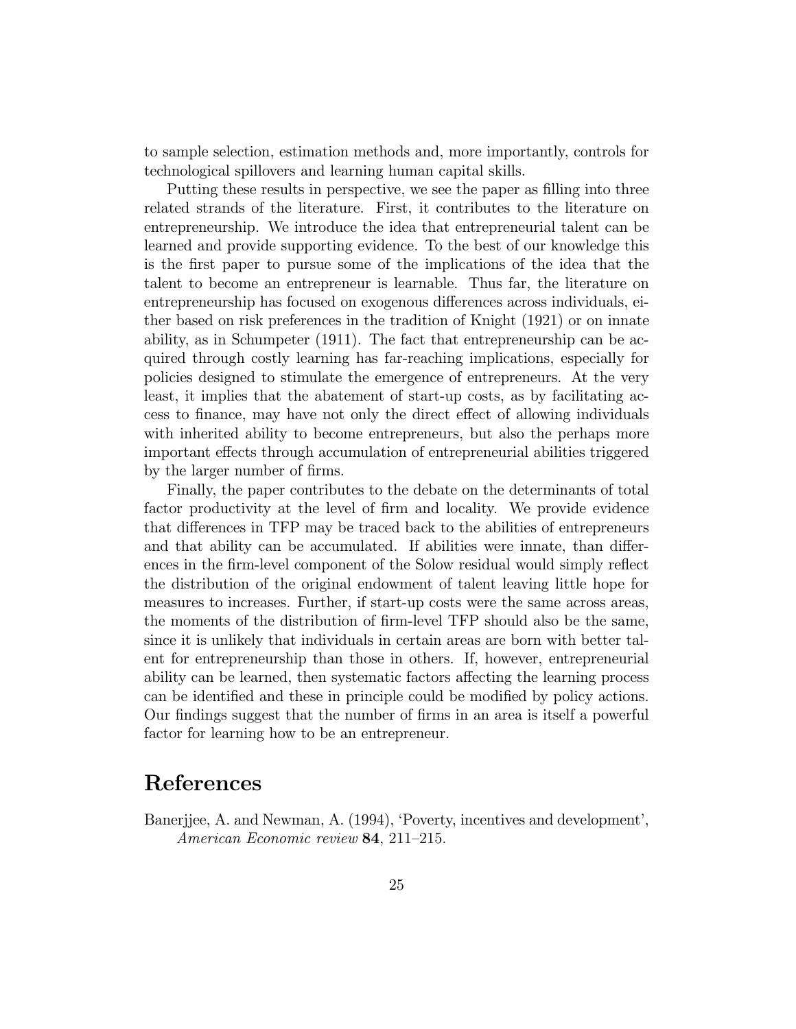to sample selection, estimation methods and, more importantly, controls for technological spillovers and learning human capital skills.

Putting these results in perspective, we see the paper as filling into three related strands of the literature. First, it contributes to the literature on entrepreneurship. We introduce the idea that entrepreneurial talent can be learned and provide supporting evidence. To the best of our knowledge this is the first paper to pursue some of the implications of the idea that the talent to become an entrepreneur is learnable. Thus far, the literature on entrepreneurship has focused on exogenous differences across individuals, either based on risk preferences in the tradition of Knight (1921) or on innate ability, as in Schumpeter (1911). The fact that entrepreneurship can be acquired through costly learning has far-reaching implications, especially for policies designed to stimulate the emergence of entrepreneurs. At the very least, it implies that the abatement of start-up costs, as by facilitating access to finance, may have not only the direct effect of allowing individuals with inherited ability to become entrepreneurs, but also the perhaps more important effects through accumulation of entrepreneurial abilities triggered by the larger number of firms.

Finally, the paper contributes to the debate on the determinants of total factor productivity at the level of firm and locality. We provide evidence that differences in TFP may be traced back to the abilities of entrepreneurs and that ability can be accumulated. If abilities were innate, than differences in the firm-level component of the Solow residual would simply reflect the distribution of the original endowment of talent leaving little hope for measures to increases. Further, if start-up costs were the same across areas, the moments of the distribution of firm-level TFP should also be the same, since it is unlikely that individuals in certain areas are born with better talent for entrepreneurship than those in others. If, however, entrepreneurial ability can be learned, then systematic factors affecting the learning process can be identified and these in principle could be modified by policy actions. Our findings suggest that the number of firms in an area is itself a powerful factor for learning how to be an entrepreneur.

# References

Banerjjee, A. and Newman, A. (1994), 'Poverty, incentives and development', *American Economic review* **84**, 211–215.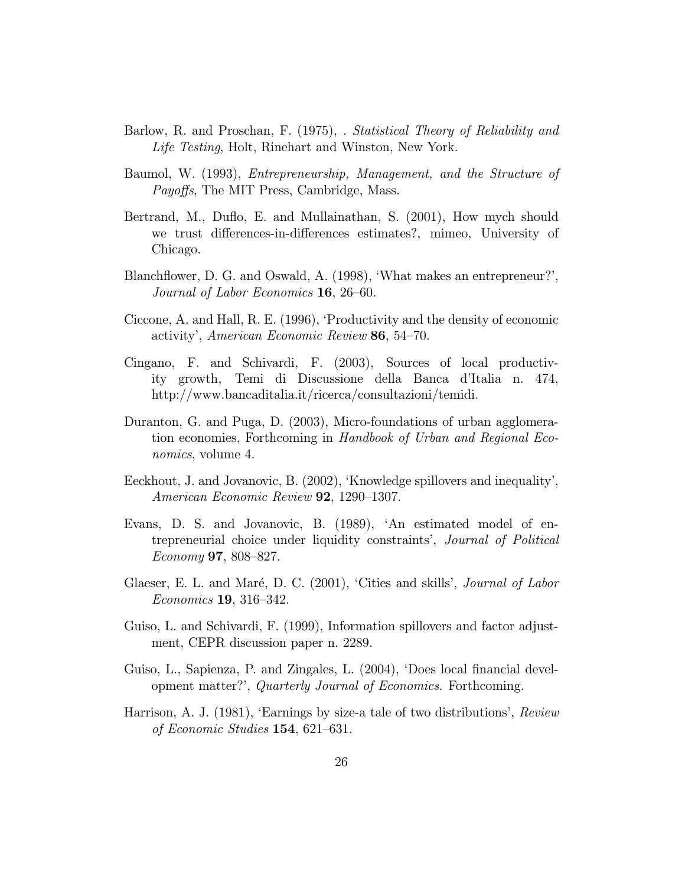Barlow, R. and Proschan, F. (1975), . *Statistical Theory of Reliability and Life Testing*, Holt, Rinehart and Winston, New York.

Baumol, W. (1993), *Entrepreneurship, Management, and the Structure of Payoffs*, The MIT Press, Cambridge, Mass.

Bertrand, M., Duflo, E. and Mullainathan, S. (2001), How mych should we trust differences-in-differences estimates?, mimeo, University of Chicago.

Blanchflower, D. G. and Oswald, A. (1998), 'What makes an entrepreneur?', *Journal of Labor Economics* **16**, 26–60.

Ciccone, A. and Hall, R. E. (1996), 'Productivity and the density of economic activity', *American Economic Review* **86**, 54–70.

Cingano, F. and Schivardi, F. (2003), Sources of local productivity growth, Temi di Discussione della Banca d'Italia n. 474, http://www.bancaditalia.it/ricerca/consultazioni/temidi.

Duranton, G. and Puga, D. (2003), Micro-foundations of urban agglomeration economies, Forthcoming in *Handbook of Urban and Regional Economics*, volume 4.

Eeckhout, J. and Jovanovic, B. (2002), 'Knowledge spillovers and inequality', *American Economic Review* **92**, 1290–1307.

Evans, D. S. and Jovanovic, B. (1989), 'An estimated model of entrepreneurial choice under liquidity constraints', *Journal of Political Economy* **97**, 808–827.

Glaeser, E. L. and Maré, D. C. (2001), 'Cities and skills', *Journal of Labor Economics* **19**, 316–342.

Guiso, L. and Schivardi, F. (1999), Information spillovers and factor adjustment, CEPR discussion paper n. 2289.

Guiso, L., Sapienza, P. and Zingales, L. (2004), 'Does local financial development matter?', *Quarterly Journal of Economics*. Forthcoming.

Harrison, A. J. (1981), 'Earnings by size-a tale of two distributions', *Review of Economic Studies* **154**, 621–631.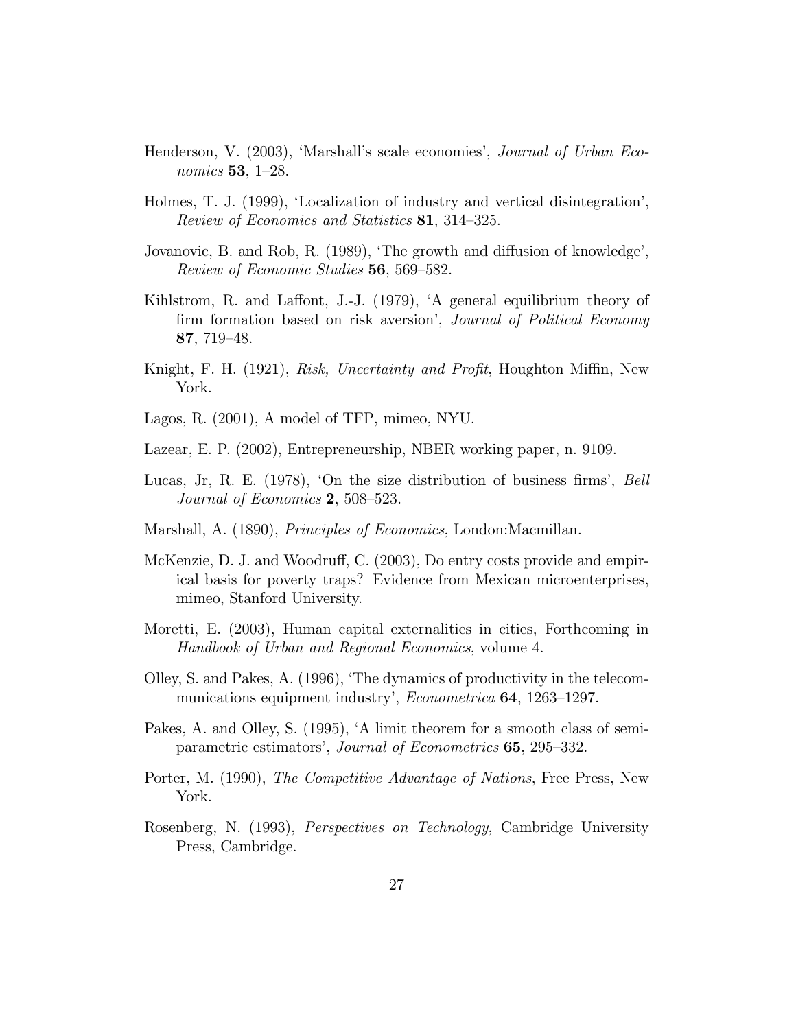Henderson, V. (2003), 'Marshall's scale economies', *Journal of Urban Economics* **53**, 1–28.

Holmes, T. J. (1999), 'Localization of industry and vertical disintegration', *Review of Economics and Statistics* **81**, 314–325.

Jovanovic, B. and Rob, R. (1989), 'The growth and diffusion of knowledge', *Review of Economic Studies* **56**, 569–582.

Kihlstrom, R. and Laffont, J.-J. (1979), 'A general equilibrium theory of firm formation based on risk aversion', *Journal of Political Economy* **87**, 719–48.

Knight, F. H. (1921), *Risk, Uncertainty and Profit*, Houghton Miffin, New York.

Lagos, R. (2001), A model of TFP, mimeo, NYU.

Lazear, E. P. (2002), Entrepreneurship, NBER working paper, n. 9109.

Lucas, Jr, R. E. (1978), 'On the size distribution of business firms', *Bell Journal of Economics* **2**, 508–523.

Marshall, A. (1890), *Principles of Economics*, London:Macmillan.

McKenzie, D. J. and Woodruff, C. (2003), Do entry costs provide and empirical basis for poverty traps? Evidence from Mexican microenterprises, mimeo, Stanford University.

Moretti, E. (2003), Human capital externalities in cities, Forthcoming in *Handbook of Urban and Regional Economics*, volume 4.

Olley, S. and Pakes, A. (1996), 'The dynamics of productivity in the telecommunications equipment industry', *Econometrica* **64**, 1263–1297.

Pakes, A. and Olley, S. (1995), 'A limit theorem for a smooth class of semiparametric estimators', *Journal of Econometrics* **65**, 295–332.

Porter, M. (1990), *The Competitive Advantage of Nations*, Free Press, New York.

Rosenberg, N. (1993), *Perspectives on Technology*, Cambridge University Press, Cambridge.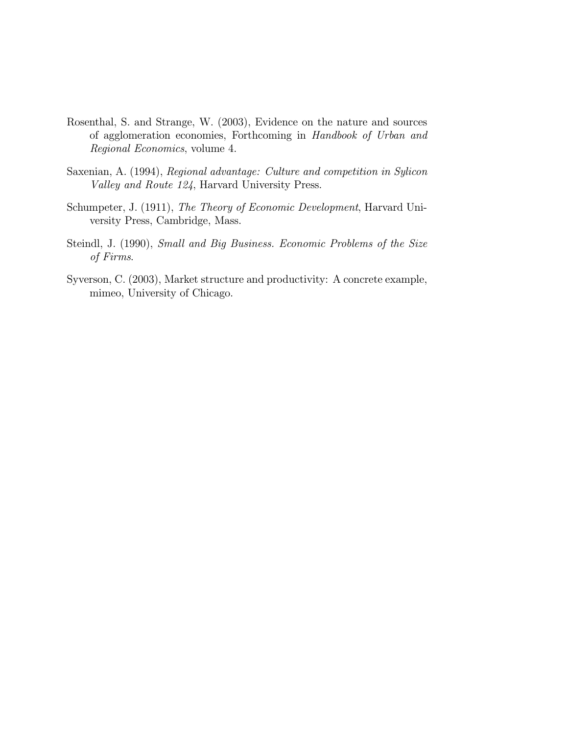Rosenthal, S. and Strange, W. (2003), Evidence on the nature and sources of agglomeration economies, Forthcoming in *Handbook of Urban and Regional Economics*, volume 4.

Saxenian, A. (1994), *Regional advantage: Culture and competition in Sylicon Valley and Route 124*, Harvard University Press.

Schumpeter, J. (1911), *The Theory of Economic Development*, Harvard University Press, Cambridge, Mass.

Steindl, J. (1990), *Small and Big Business. Economic Problems of the Size of Firms*.

Syverson, C. (2003), Market structure and productivity: A concrete example, mimeo, University of Chicago.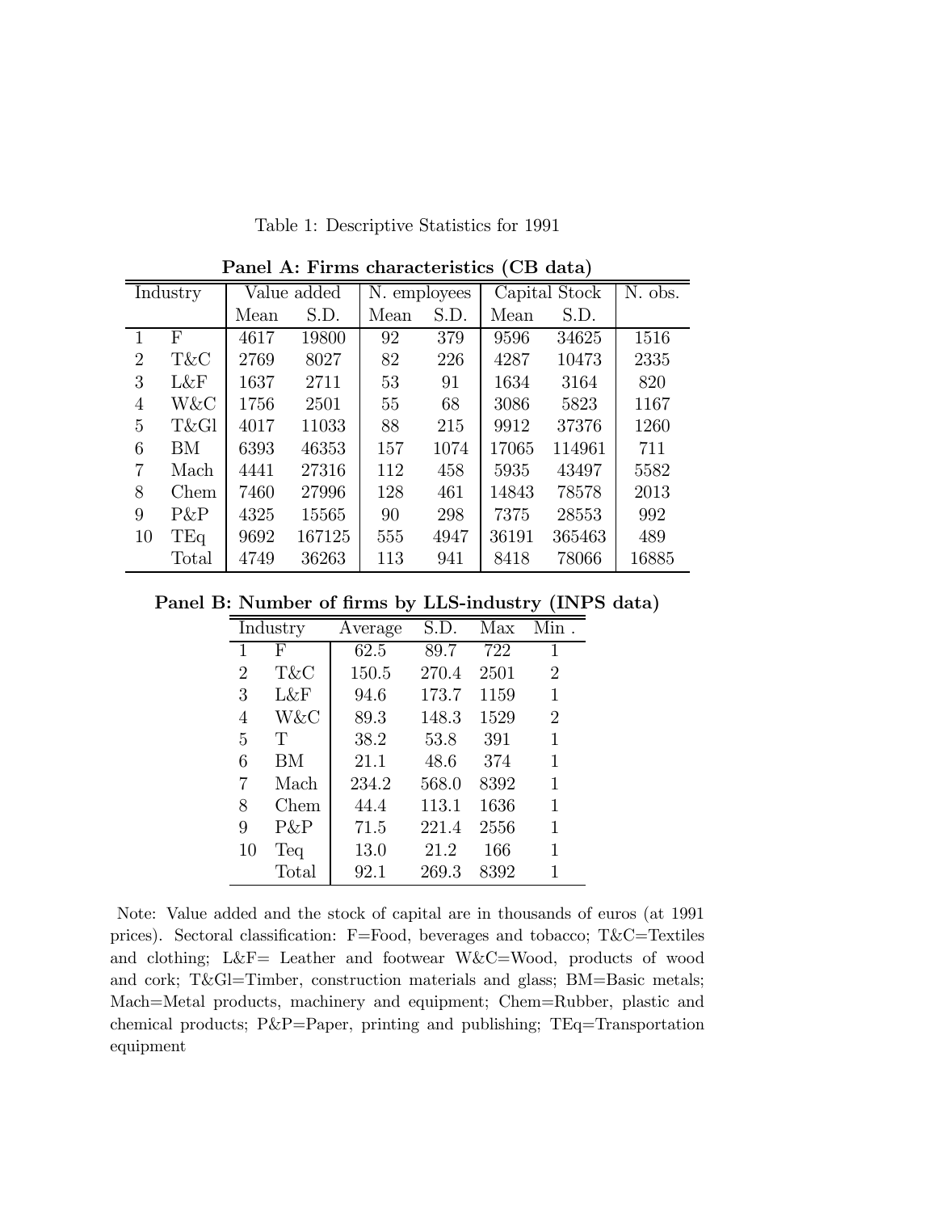Table 1: Descriptive Statistics for 1991

**Panel A: Firms characteristics (CB data)**

| Industry | | Value added | | N. employees | | Capital Stock | | N. obs. |
|---|---|---|---|---|---|---|---|---|
| | | Mean | S.D. | Mean | S.D. | Mean | S.D. | |
| 1 | F | 4617 | 19800 | 92 | 379 | 9596 | 34625 | 1516 |
| 2 | T&C | 2769 | 8027 | 82 | 226 | 4287 | 10473 | 2335 |
| 3 | L&F | 1637 | 2711 | 53 | 91 | 1634 | 3164 | 820 |
| 4 | W&C | 1756 | 2501 | 55 | 68 | 3086 | 5823 | 1167 |
| 5 | T&Gl | 4017 | 11033 | 88 | 215 | 9912 | 37376 | 1260 |
| 6 | BM | 6393 | 46353 | 157 | 1074 | 17065 | 114961 | 711 |
| 7 | Mach | 4441 | 27316 | 112 | 458 | 5935 | 43497 | 5582 |
| 8 | Chem | 7460 | 27996 | 128 | 461 | 14843 | 78578 | 2013 |
| 9 | P&P | 4325 | 15565 | 90 | 298 | 7375 | 28553 | 992 |
| 10 | TEq | 9692 | 167125 | 555 | 4947 | 36191 | 365463 | 489 |
| | Total | 4749 | 36263 | 113 | 941 | 8418 | 78066 | 16885 |

**Panel B: Number of firms by LLS-industry (INPS data)**

| Industry | | Average | S.D. | Max | Min . |
|---|---|---|---|---|---|
| 1 | F | 62.5 | 89.7 | 722 | 1 |
| 2 | T&C | 150.5 | 270.4 | 2501 | 2 |
| 3 | L&F | 94.6 | 173.7 | 1159 | 1 |
| 4 | W&C | 89.3 | 148.3 | 1529 | 2 |
| 5 | T | 38.2 | 53.8 | 391 | 1 |
| 6 | BM | 21.1 | 48.6 | 374 | 1 |
| 7 | Mach | 234.2 | 568.0 | 8392 | 1 |
| 8 | Chem | 44.4 | 113.1 | 1636 | 1 |
| 9 | P&P | 71.5 | 221.4 | 2556 | 1 |
| 10 | Teq | 13.0 | 21.2 | 166 | 1 |
| | Total | 92.1 | 269.3 | 8392 | 1 |

Note: Value added and the stock of capital are in thousands of euros (at 1991 prices). Sectoral classification: F=Food, beverages and tobacco; T&C=Textiles and clothing; L&F= Leather and footwear W&C=Wood, products of wood and cork; T&Gl=Timber, construction materials and glass; BM=Basic metals; Mach=Metal products, machinery and equipment; Chem=Rubber, plastic and chemical products; P&P=Paper, printing and publishing; TEq=Transportation equipment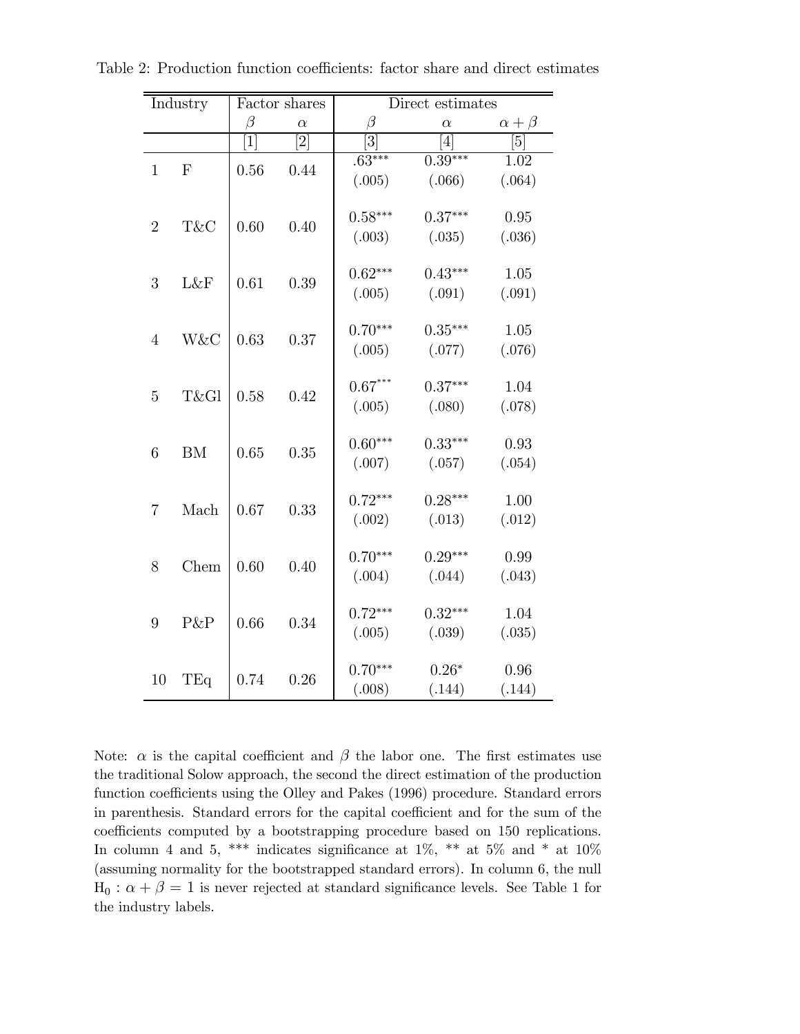Table 2: Production function coefficients: factor share and direct estimates

| Industry | | Factor shares | | Direct estimates | | |
|---|---|---|---|---|---|---|
| | | $\beta$ | $\alpha$ | $\beta$ | $\alpha$ | $\alpha + \beta$ |
| | | [1] | [2] | [3] | [4] | [5] |
| 1 | F | 0.56 | 0.44 | $.63^{***}$ | $0.39^{***}$ | 1.02 |
| | | | | (.005) | (.066) | (.064) |
| 2 | T&C | 0.60 | 0.40 | $0.58^{***}$ | $0.37^{***}$ | 0.95 |
| | | | | (.003) | (.035) | (.036) |
| 3 | L&F | 0.61 | 0.39 | $0.62^{***}$ | $0.43^{***}$ | 1.05 |
| | | | | (.005) | (.091) | (.091) |
| 4 | W&C | 0.63 | 0.37 | $0.70^{***}$ | $0.35^{***}$ | 1.05 |
| | | | | (.005) | (.077) | (.076) |
| 5 | T&Gl | 0.58 | 0.42 | $0.67^{***}$ | $0.37^{***}$ | 1.04 |
| | | | | (.005) | (.080) | (.078) |
| 6 | BM | 0.65 | 0.35 | $0.60^{***}$ | $0.33^{***}$ | 0.93 |
| | | | | (.007) | (.057) | (.054) |
| 7 | Mach | 0.67 | 0.33 | $0.72^{***}$ | $0.28^{***}$ | 1.00 |
| | | | | (.002) | (.013) | (.012) |
| 8 | Chem | 0.60 | 0.40 | $0.70^{***}$ | $0.29^{***}$ | 0.99 |
| | | | | (.004) | (.044) | (.043) |
| 9 | P&P | 0.66 | 0.34 | $0.72^{***}$ | $0.32^{***}$ | 1.04 |
| | | | | (.005) | (.039) | (.035) |
| 10 | TEq | 0.74 | 0.26 | $0.70^{***}$ | $0.26^{*}$ | 0.96 |
| | | | | (.008) | (.144) | (.144) |

Note: $\alpha$ is the capital coefficient and $\beta$ the labor one. The first estimates use the traditional Solow approach, the second the direct estimation of the production function coefficients using the Olley and Pakes (1996) procedure. Standard errors in parenthesis. Standard errors for the capital coefficient and for the sum of the coefficients computed by a bootstrapping procedure based on 150 replications. In column 4 and 5, *** indicates significance at 1%, ** at 5% and * at 10% (assuming normality for the bootstrapped standard errors). In column 6, the null $H_0 : \alpha + \beta = 1$ is never rejected at standard significance levels. See Table 1 for the industry labels.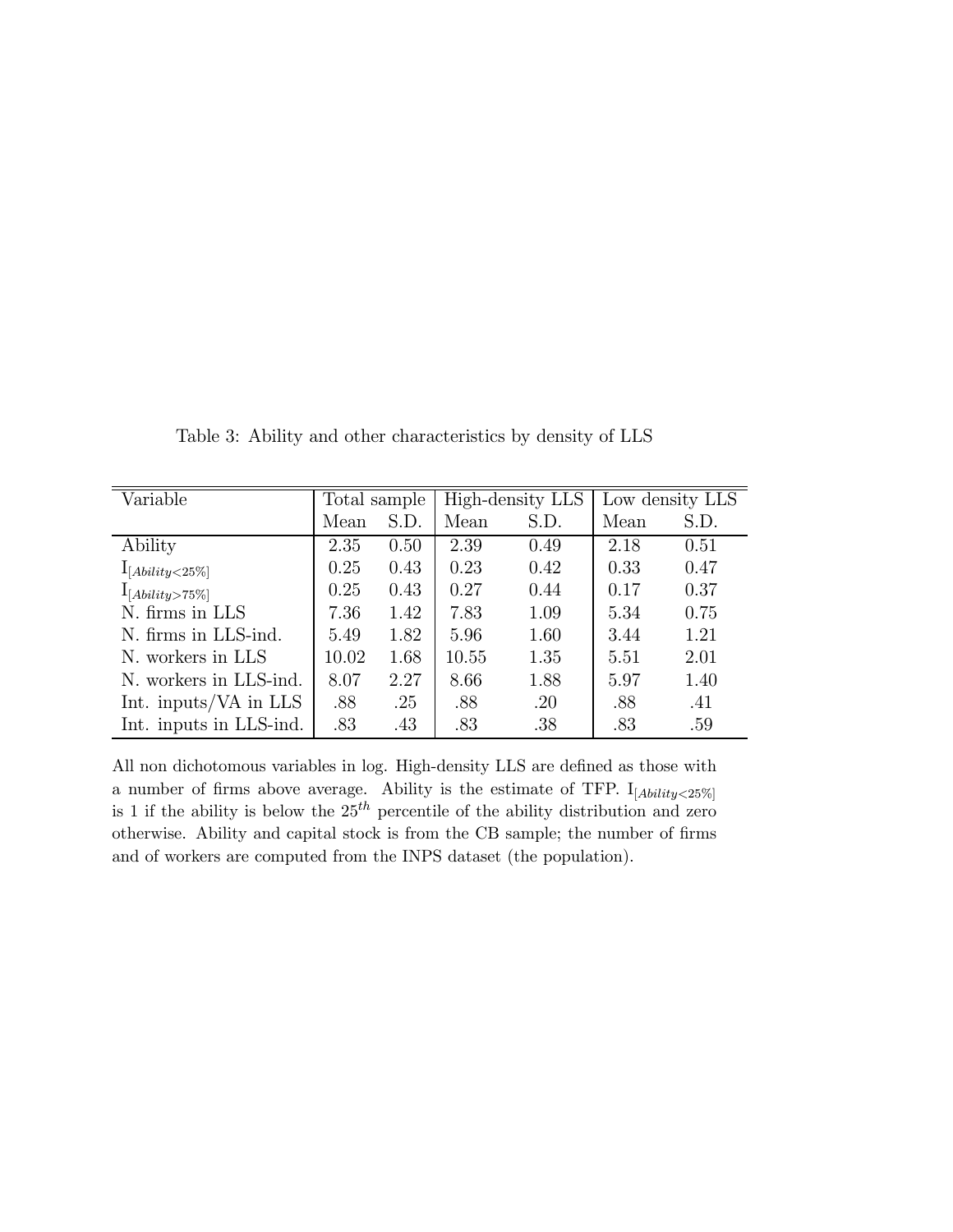Table 3: Ability and other characteristics by density of LLS

| Variable | Total sample | | High-density LLS | | Low density LLS | |
|---|---|---|---|---|---|---|
| | Mean | S.D. | Mean | S.D. | Mean | S.D. |
| Ability | 2.35 | 0.50 | 2.39 | 0.49 | 2.18 | 0.51 |
| $I_{[Ability<25\%]}$ | 0.25 | 0.43 | 0.23 | 0.42 | 0.33 | 0.47 |
| $I_{[Ability>75\%]}$ | 0.25 | 0.43 | 0.27 | 0.44 | 0.17 | 0.37 |
| N. firms in LLS | 7.36 | 1.42 | 7.83 | 1.09 | 5.34 | 0.75 |
| N. firms in LLS-ind. | 5.49 | 1.82 | 5.96 | 1.60 | 3.44 | 1.21 |
| N. workers in LLS | 10.02 | 1.68 | 10.55 | 1.35 | 5.51 | 2.01 |
| N. workers in LLS-ind. | 8.07 | 2.27 | 8.66 | 1.88 | 5.97 | 1.40 |
| Int. inputs/VA in LLS | .88 | .25 | .88 | .20 | .88 | .41 |
| Int. inputs in LLS-ind. | .83 | .43 | .83 | .38 | .83 | .59 |

All non dichotomous variables in log. High-density LLS are defined as those with a number of firms above average. Ability is the estimate of TFP. $I_{[Ability<25\%]}$ is 1 if the ability is below the $25^{th}$ percentile of the ability distribution and zero otherwise. Ability and capital stock is from the CB sample; the number of firms and of workers are computed from the INPS dataset (the population).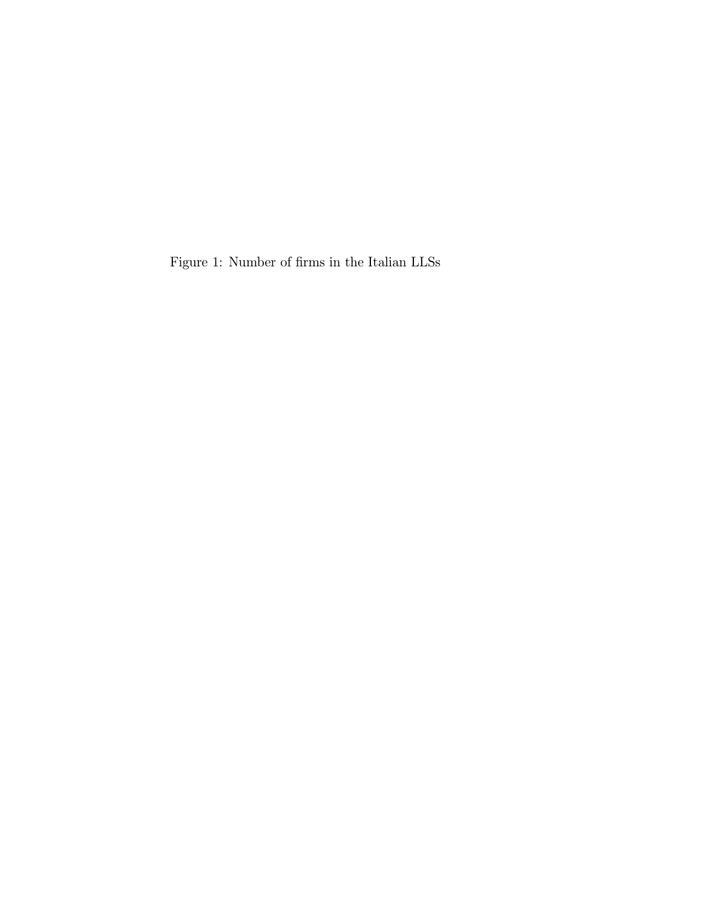Figure 1: Number of firms in the Italian LLSs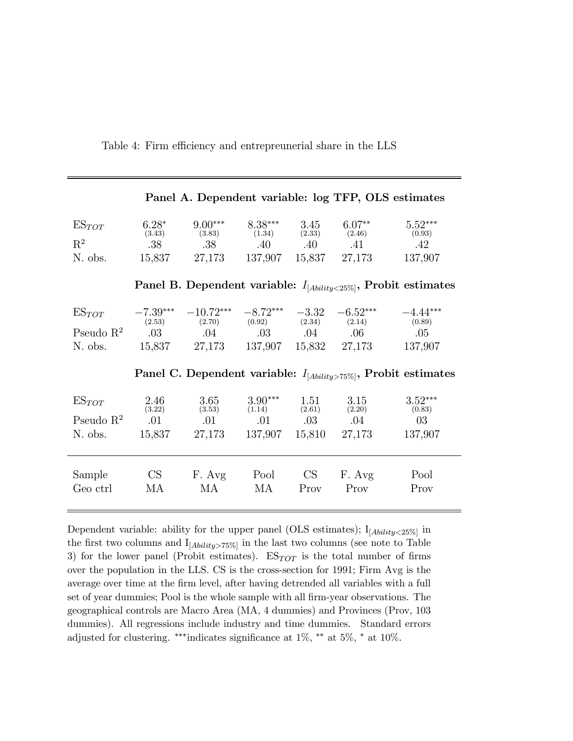Table 4: Firm efficiency and entrepreneurial share in the LLS

| | | | | | | |
|---|---|---|---|---|---|---|
| **Panel A. Dependent variable: log TFP, OLS estimates** | | | | | | |
| $ES_{TOT}$ | $6.28^{*}$ | $9.00^{***}$ | $8.38^{***}$ | 3.45 | $6.07^{**}$ | $5.52^{***}$ |
| | (3.43) | (3.83) | (1.34) | (2.33) | (2.46) | (0.93) |
| $R^2$ | .38 | .38 | .40 | .40 | .41 | .42 |
| N. obs. | 15,837 | 27,173 | 137,907 | 15,837 | 27,173 | 137,907 |
| **Panel B. Dependent variable: $I_{[Ability<25\%]}$, Probit estimates** | | | | | | |
| $ES_{TOT}$ | $-7.39^{***}$ | $-10.72^{***}$ | $-8.72^{***}$ | $-3.32$ | $-6.52^{***}$ | $-4.44^{***}$ |
| | (2.53) | (2.70) | (0.92) | (2.34) | (2.14) | (0.89) |
| Pseudo $R^2$ | .03 | .04 | .03 | .04 | .06 | .05 |
| N. obs. | 15,837 | 27,173 | 137,907 | 15,832 | 27,173 | 137,907 |
| **Panel C. Dependent variable: $I_{[Ability>75\%]}$, Probit estimates** | | | | | | |
| $ES_{TOT}$ | 2.46 | 3.65 | $3.90^{***}$ | 1.51 | 3.15 | $3.52^{***}$ |
| | (3.22) | (3.53) | (1.14) | (2.61) | (2.20) | (0.83) |
| Pseudo $R^2$ | .01 | .01 | .01 | .03 | .04 | 03 |
| N. obs. | 15,837 | 27,173 | 137,907 | 15,810 | 27,173 | 137,907 |
| Sample | CS | F. Avg | Pool | CS | F. Avg | Pool |
| Geo ctrl | MA | MA | MA | Prov | Prov | Prov |

Dependent variable: ability for the upper panel (OLS estimates); $I_{[Ability<25\%]}$ in the first two columns and $I_{[Ability>75\%]}$ in the last two columns (see note to Table 3) for the lower panel (Probit estimates). $ES_{TOT}$ is the total number of firms over the population in the LLS. CS is the cross-section for 1991; Firm Avg is the average over time at the firm level, after having detrended all variables with a full set of year dummies; Pool is the whole sample with all firm-year observations. The geographical controls are Macro Area (MA, 4 dummies) and Provinces (Prov, 103 dummies). All regressions include industry and time dummies. Standard errors adjusted for clustering. ***indicates significance at 1%, ** at 5%, * at 10%.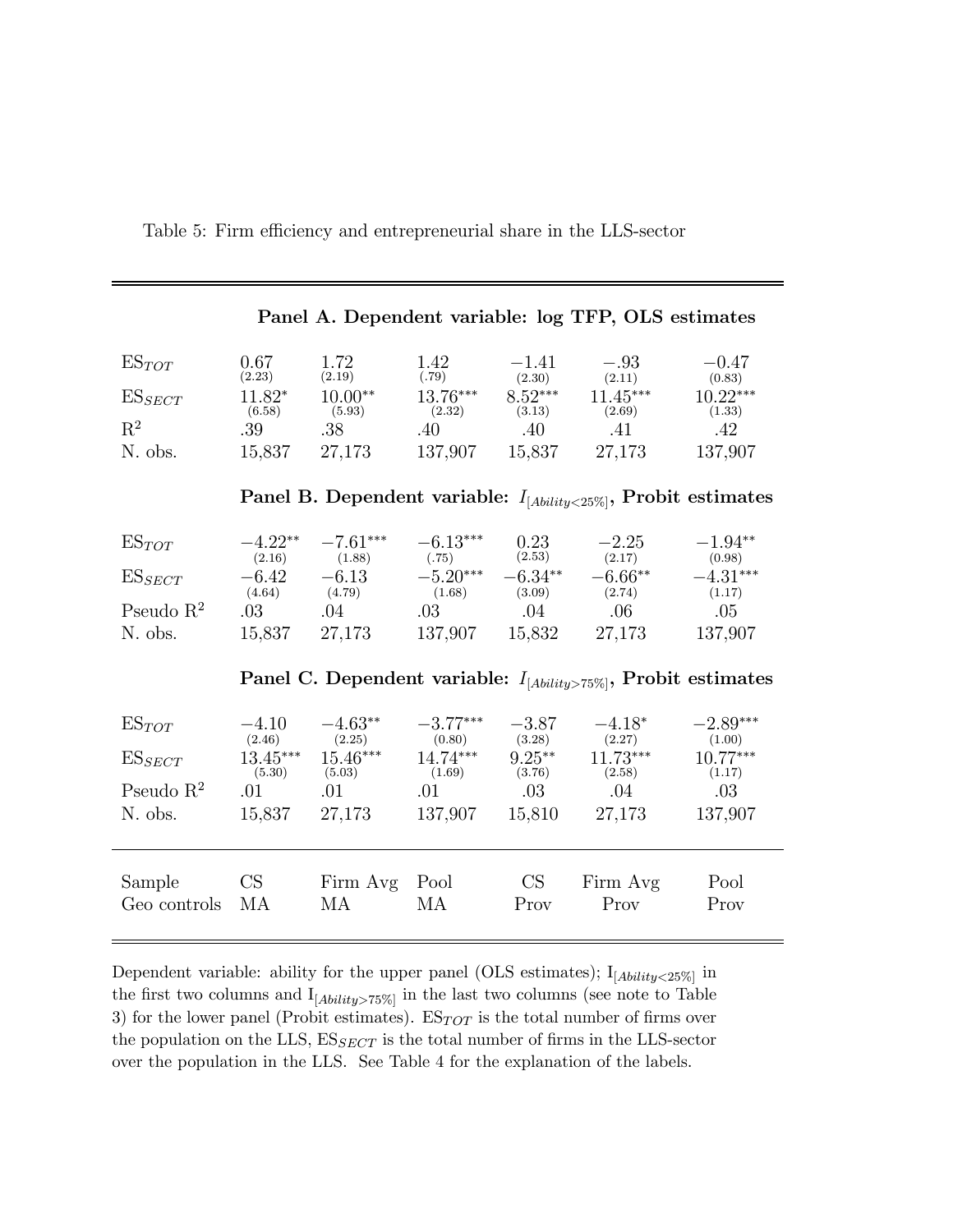Table 5: Firm efficiency and entrepreneurial share in the LLS-sector

| | | | | | | |
|---|---|---|---|---|---|---|
| **Panel A. Dependent variable: log TFP, OLS estimates** | | | | | | |
| $ES_{TOT}$ | 0.67 (2.23) | 1.72 (2.19) | 1.42 (.79) | −1.41 (2.30) | −.93 (2.11) | −0.47 (0.83) |
| $ES_{SECT}$ | 11.82* (6.58) | 10.00** (5.93) | 13.76*** (2.32) | 8.52*** (3.13) | 11.45*** (2.69) | 10.22*** (1.33) |
| $R^2$ | .39 | .38 | .40 | .40 | .41 | .42 |
| N. obs. | 15,837 | 27,173 | 137,907 | 15,837 | 27,173 | 137,907 |
| **Panel B. Dependent variable: $I_{[Ability<25\%]}$, Probit estimates** | | | | | | |
| $ES_{TOT}$ | −4.22** (2.16) | −7.61*** (1.88) | −6.13*** (.75) | 0.23 (2.53) | −2.25 (2.17) | −1.94** (0.98) |
| $ES_{SECT}$ | −6.42 (4.64) | −6.13 (4.79) | −5.20*** (1.68) | −6.34** (3.09) | −6.66** (2.74) | −4.31*** (1.17) |
| Pseudo $R^2$ | .03 | .04 | .03 | .04 | .06 | .05 |
| N. obs. | 15,837 | 27,173 | 137,907 | 15,832 | 27,173 | 137,907 |
| **Panel C. Dependent variable: $I_{[Ability>75\%]}$, Probit estimates** | | | | | | |
| $ES_{TOT}$ | −4.10 (2.46) | −4.63** (2.25) | −3.77*** (0.80) | −3.87 (3.28) | −4.18* (2.27) | −2.89*** (1.00) |
| $ES_{SECT}$ | 13.45*** (5.30) | 15.46*** (5.03) | 14.74*** (1.69) | 9.25** (3.76) | 11.73*** (2.58) | 10.77*** (1.17) |
| Pseudo $R^2$ | .01 | .01 | .01 | .03 | .04 | .03 |
| N. obs. | 15,837 | 27,173 | 137,907 | 15,810 | 27,173 | 137,907 |
| Sample | CS | Firm Avg | Pool | CS | Firm Avg | Pool |
| Geo controls | MA | MA | MA | Prov | Prov | Prov |

Dependent variable: ability for the upper panel (OLS estimates); $I_{[Ability<25\%]}$ in the first two columns and $I_{[Ability>75\%]}$ in the last two columns (see note to Table 3) for the lower panel (Probit estimates). $ES_{TOT}$ is the total number of firms over the population on the LLS, $ES_{SECT}$ is the total number of firms in the LLS-sector over the population in the LLS. See Table 4 for the explanation of the labels.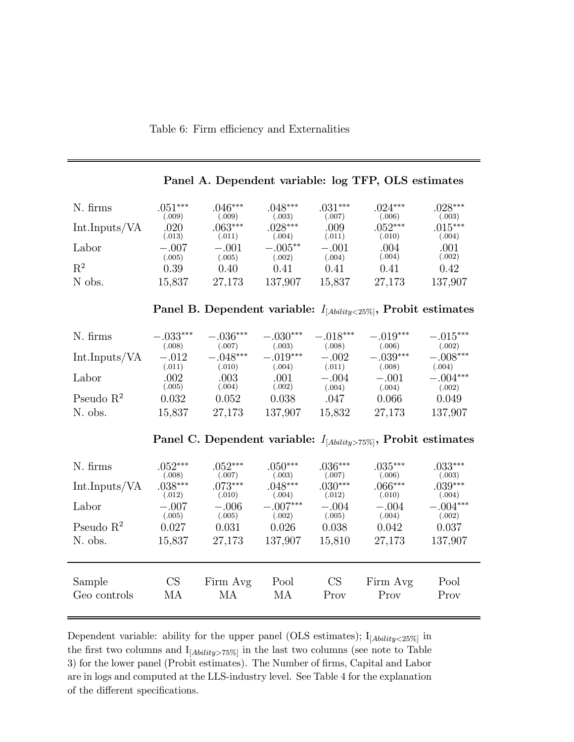Table 6: Firm efficiency and Externalities

| | | | | | | |
|---|---|---|---|---|---|---|
| **Panel A. Dependent variable: log TFP, OLS estimates** | | | | | | |
| N. firms | .051*** | .046*** | .048*** | .031*** | .024*** | .028*** |
| | (.009) | (.009) | (.003) | (.007) | (.006) | (.003) |
| Int.Inputs/VA | .020 | .063*** | .028*** | .009 | .052*** | .015*** |
| | (.013) | (.011) | (.004) | (.011) | (.010) | (.004) |
| Labor | −.007 | −.001 | −.005** | −.001 | .004 | .001 |
| | (.005) | (.005) | (.002) | (.004) | (.004) | (.002) |
| $R^2$ | 0.39 | 0.40 | 0.41 | 0.41 | 0.41 | 0.42 |
| N obs. | 15,837 | 27,173 | 137,907 | 15,837 | 27,173 | 137,907 |
| **Panel B. Dependent variable: $I_{[Ability<25\%]}$, Probit estimates** | | | | | | |
| N. firms | −.033*** | −.036*** | −.030*** | −.018*** | −.019*** | −.015*** |
| | (.008) | (.007) | (.003) | (.008) | (.006) | (.002) |
| Int.Inputs/VA | −.012 | −.048*** | −.019*** | −.002 | −.039*** | −.008*** |
| | (.011) | (.010) | (.004) | (.011) | (.008) | (.004) |
| Labor | .002 | .003 | .001 | −.004 | −.001 | −.004*** |
| | (.005) | (.004) | (.002) | (.004) | (.004) | (.002) |
| Pseudo $R^2$ | 0.032 | 0.052 | 0.038 | .047 | 0.066 | 0.049 |
| N. obs. | 15,837 | 27,173 | 137,907 | 15,832 | 27,173 | 137,907 |
| **Panel C. Dependent variable: $I_{[Ability>75\%]}$, Probit estimates** | | | | | | |
| N. firms | .052*** | .052*** | .050*** | .036*** | .035*** | .033*** |
| | (.008) | (.007) | (.003) | (.007) | (.006) | (.003) |
| Int.Inputs/VA | .038*** | .073*** | .048*** | .030*** | .066*** | .039*** |
| | (.012) | (.010) | (.004) | (.012) | (.010) | (.004) |
| Labor | −.007 | −.006 | −.007*** | −.004 | −.004 | −.004*** |
| | (.005) | (.005) | (.002) | (.005) | (.004) | (.002) |
| Pseudo $R^2$ | 0.027 | 0.031 | 0.026 | 0.038 | 0.042 | 0.037 |
| N. obs. | 15,837 | 27,173 | 137,907 | 15,810 | 27,173 | 137,907 |
| Sample | CS | Firm Avg | Pool | CS | Firm Avg | Pool |
| Geo controls | MA | MA | MA | Prov | Prov | Prov |

Dependent variable: ability for the upper panel (OLS estimates); $I_{[Ability<25\%]}$ in the first two columns and $I_{[Ability>75\%]}$ in the last two columns (see note to Table 3) for the lower panel (Probit estimates). The Number of firms, Capital and Labor are in logs and computed at the LLS-industry level. See Table 4 for the explanation of the different specifications.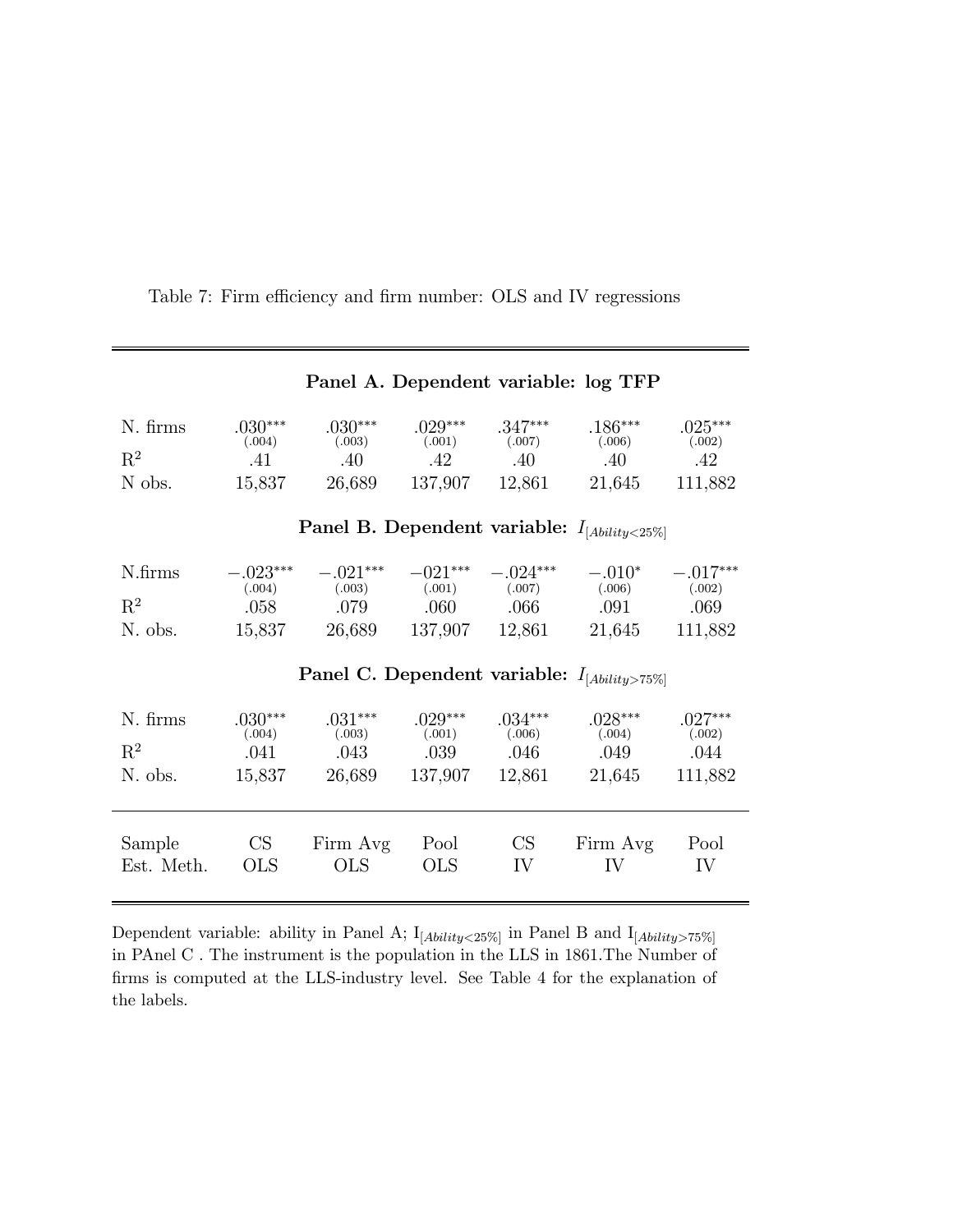Table 7: Firm efficiency and firm number: OLS and IV regressions

| | | | | | | |
|---|---|---|---|---|---|---|
| | **Panel A. Dependent variable: log TFP** | | | | | |
| N. firms | .030*** (.004) | .030*** (.003) | .029*** (.001) | .347*** (.007) | .186*** (.006) | .025*** (.002) |
| $R^2$ | .41 | .40 | .42 | .40 | .40 | .42 |
| N obs. | 15,837 | 26,689 | 137,907 | 12,861 | 21,645 | 111,882 |
| | **Panel B. Dependent variable: $I_{[Ability<25\%]}$** | | | | | |
| N.firms | −.023*** (.004) | −.021*** (.003) | −021*** (.001) | −.024*** (.007) | −.010* (.006) | −.017*** (.002) |
| $R^2$ | .058 | .079 | .060 | .066 | .091 | .069 |
| N. obs. | 15,837 | 26,689 | 137,907 | 12,861 | 21,645 | 111,882 |
| | **Panel C. Dependent variable: $I_{[Ability>75\%]}$** | | | | | |
| N. firms | .030*** (.004) | .031*** (.003) | .029*** (.001) | .034*** (.006) | .028*** (.004) | .027*** (.002) |
| $R^2$ | .041 | .043 | .039 | .046 | .049 | .044 |
| N. obs. | 15,837 | 26,689 | 137,907 | 12,861 | 21,645 | 111,882 |
| Sample | CS | Firm Avg | Pool | CS | Firm Avg | Pool |
| Est. Meth. | OLS | OLS | OLS | IV | IV | IV |

Dependent variable: ability in Panel A; $I_{[Ability<25\%]}$ in Panel B and $I_{[Ability>75\%]}$ in PAnel C . The instrument is the population in the LLS in 1861.The Number of firms is computed at the LLS-industry level. See Table 4 for the explanation of the labels.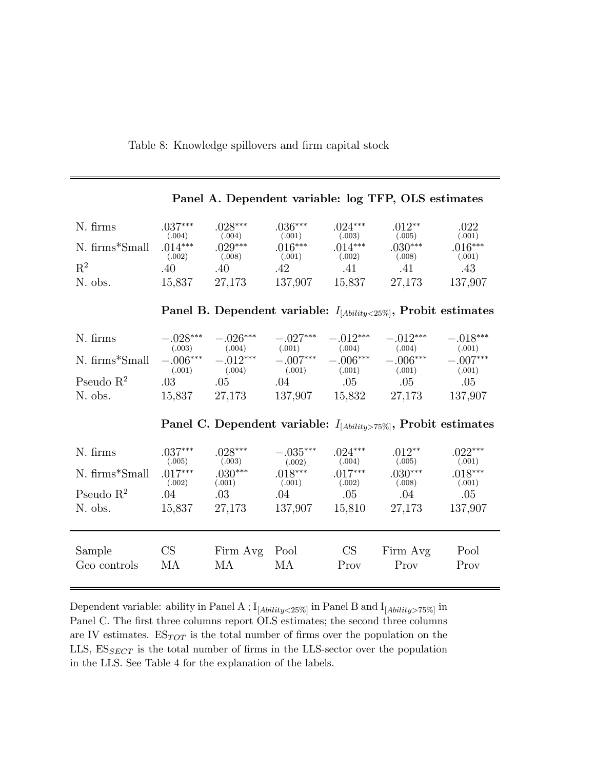Table 8: Knowledge spillovers and firm capital stock

| | | | | | | |
|---|---|---|---|---|---|---|
| | **Panel A. Dependent variable: log TFP, OLS estimates** | | | | | |
| N. firms | .037*** (.004) | .028*** (.004) | .036*** (.001) | .024*** (.003) | .012** (.005) | .022 (.001) |
| N. firms*Small | .014*** (.002) | .029*** (.008) | .016*** (.001) | .014*** (.002) | .030*** (.008) | .016*** (.001) |
| $R^2$ | .40 | .40 | .42 | .41 | .41 | .43 |
| N. obs. | 15,837 | 27,173 | 137,907 | 15,837 | 27,173 | 137,907 |
| | **Panel B. Dependent variable: $I_{[Ability<25\%]}$, Probit estimates** | | | | | |
| N. firms | −.028*** (.003) | −.026*** (.004) | −.027*** (.001) | −.012*** (.004) | −.012*** (.004) | −.018*** (.001) |
| N. firms*Small | −.006*** (.001) | −.012*** (.004) | −.007*** (.001) | −.006*** (.001) | −.006*** (.001) | −.007*** (.001) |
| Pseudo $R^2$ | .03 | .05 | .04 | .05 | .05 | .05 |
| N. obs. | 15,837 | 27,173 | 137,907 | 15,832 | 27,173 | 137,907 |
| | **Panel C. Dependent variable: $I_{[Ability>75\%]}$, Probit estimates** | | | | | |
| N. firms | .037*** (.005) | .028*** (.003) | −.035*** (.002) | .024*** (.004) | .012** (.005) | .022*** (.001) |
| N. firms*Small | .017*** (.002) | .030*** (.001) | .018*** (.001) | .017*** (.002) | .030*** (.008) | .018*** (.001) |
| Pseudo $R^2$ | .04 | .03 | .04 | .05 | .04 | .05 |
| N. obs. | 15,837 | 27,173 | 137,907 | 15,810 | 27,173 | 137,907 |
| Sample | CS | Firm Avg | Pool | CS | Firm Avg | Pool |
| Geo controls | MA | MA | MA | Prov | Prov | Prov |

Dependent variable: ability in Panel A ; $I_{[Ability<25\%]}$ in Panel B and $I_{[Ability>75\%]}$ in Panel C. The first three columns report OLS estimates; the second three columns are IV estimates. $ES_{TOT}$ is the total number of firms over the population on the LLS, $ES_{SECT}$ is the total number of firms in the LLS-sector over the population in the LLS. See Table 4 for the explanation of the labels.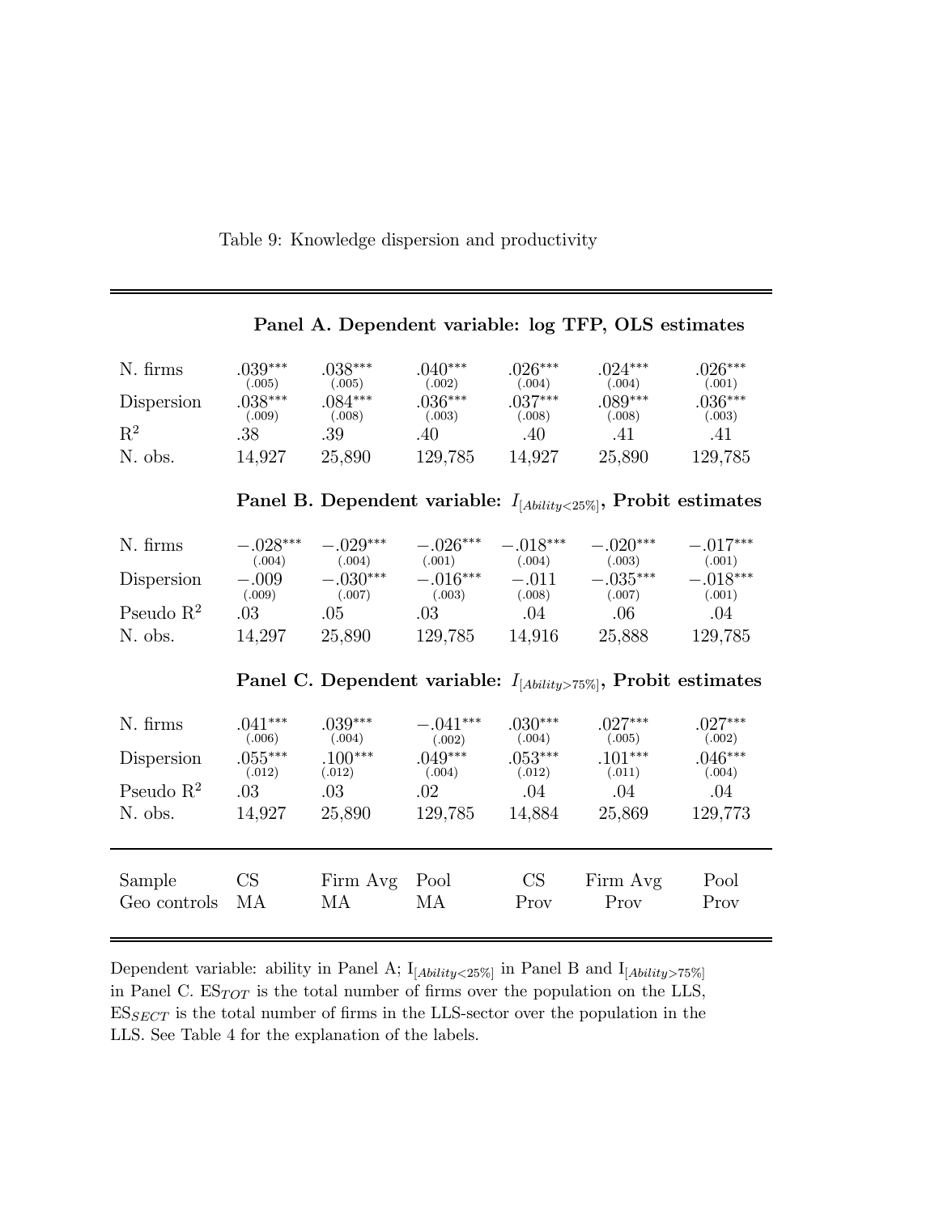Table 9: Knowledge dispersion and productivity

| | | | | | | |
|---|---|---|---|---|---|---|
| | **Panel A. Dependent variable: log TFP, OLS estimates** | | | | | |
| N. firms | .039*** (.005) | .038*** (.005) | .040*** (.002) | .026*** (.004) | .024*** (.004) | .026*** (.001) |
| Dispersion | .038*** (.009) | .084*** (.008) | .036*** (.003) | .037*** (.008) | .089*** (.008) | .036*** (.003) |
| $R^2$ | .38 | .39 | .40 | .40 | .41 | .41 |
| N. obs. | 14,927 | 25,890 | 129,785 | 14,927 | 25,890 | 129,785 |
| | **Panel B. Dependent variable: $I_{[Ability<25\%]}$, Probit estimates** | | | | | |
| N. firms | −.028*** (.004) | −.029*** (.004) | −.026*** (.001) | −.018*** (.004) | −.020*** (.003) | −.017*** (.001) |
| Dispersion | −.009 (.009) | −.030*** (.007) | −.016*** (.003) | −.011 (.008) | −.035*** (.007) | −.018*** (.001) |
| Pseudo $R^2$ | .03 | .05 | .03 | .04 | .06 | .04 |
| N. obs. | 14,297 | 25,890 | 129,785 | 14,916 | 25,888 | 129,785 |
| | **Panel C. Dependent variable: $I_{[Ability>75\%]}$, Probit estimates** | | | | | |
| N. firms | .041*** (.006) | .039*** (.004) | −.041*** (.002) | .030*** (.004) | .027*** (.005) | .027*** (.002) |
| Dispersion | .055*** (.012) | .100*** (.012) | .049*** (.004) | .053*** (.012) | .101*** (.011) | .046*** (.004) |
| Pseudo $R^2$ | .03 | .03 | .02 | .04 | .04 | .04 |
| N. obs. | 14,927 | 25,890 | 129,785 | 14,884 | 25,869 | 129,773 |
| Sample | CS | Firm Avg | Pool | CS | Firm Avg | Pool |
| Geo controls | MA | MA | MA | Prov | Prov | Prov |

Dependent variable: ability in Panel A; $I_{[Ability<25\%]}$ in Panel B and $I_{[Ability>75\%]}$ in Panel C. $ES_{TOT}$ is the total number of firms over the population on the LLS, $ES_{SECT}$ is the total number of firms in the LLS-sector over the population in the LLS. See Table 4 for the explanation of the labels.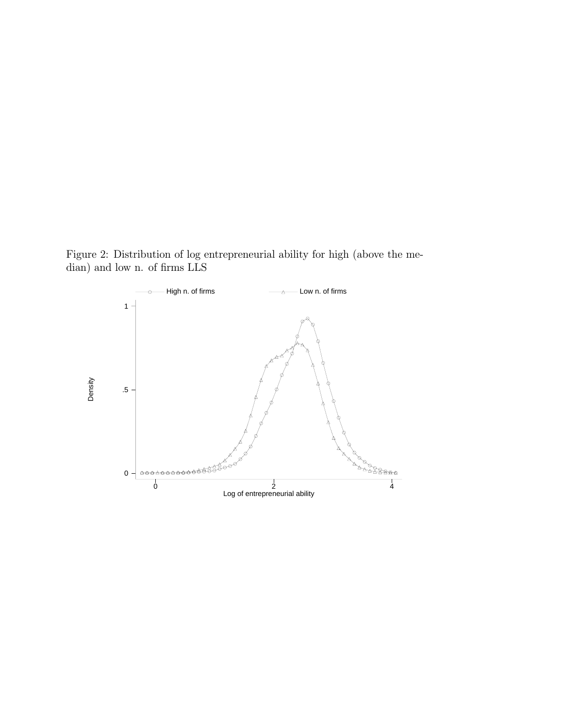Figure 2: Distribution of log entrepreneurial ability for high (above the median) and low n. of firms LLS

High n. of firms

Low n. of firms

1

.5

0

Density

0

2

4

Log of entrepreneurial ability